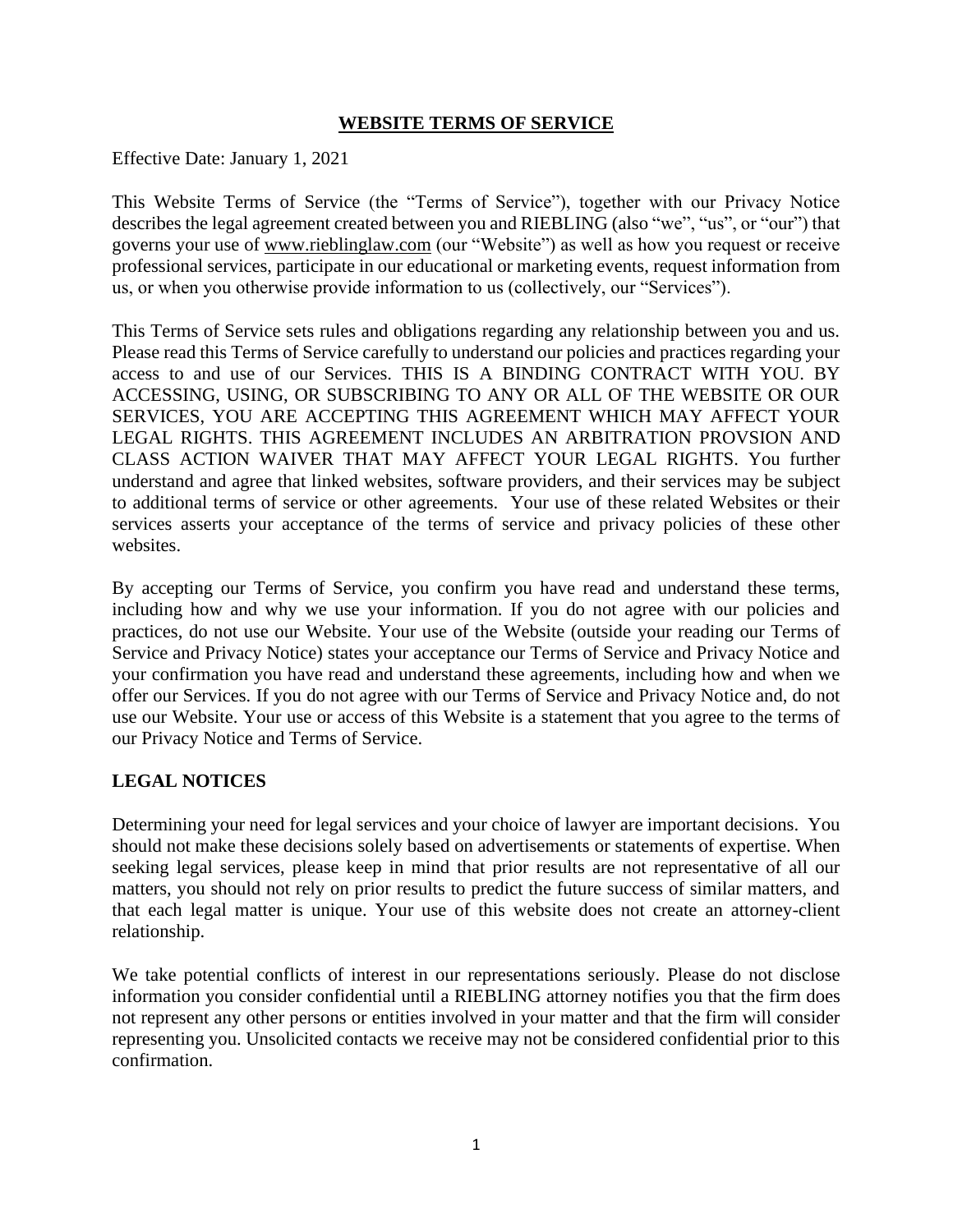# **WEBSITE TERMS OF SERVICE**

Effective Date: January 1, 2021

This Website Terms of Service (the "Terms of Service"), together with our Privacy Notice describes the legal agreement created between you and RIEBLING (also "we", "us", or "our") that governs your use of www.rieblinglaw.com (our "Website") as well as how you request or receive professional services, participate in our educational or marketing events, request information from us, or when you otherwise provide information to us (collectively, our "Services").

This Terms of Service sets rules and obligations regarding any relationship between you and us. Please read this Terms of Service carefully to understand our policies and practices regarding your access to and use of our Services. THIS IS A BINDING CONTRACT WITH YOU. BY ACCESSING, USING, OR SUBSCRIBING TO ANY OR ALL OF THE WEBSITE OR OUR SERVICES, YOU ARE ACCEPTING THIS AGREEMENT WHICH MAY AFFECT YOUR LEGAL RIGHTS. THIS AGREEMENT INCLUDES AN ARBITRATION PROVSION AND CLASS ACTION WAIVER THAT MAY AFFECT YOUR LEGAL RIGHTS. You further understand and agree that linked websites, software providers, and their services may be subject to additional terms of service or other agreements. Your use of these related Websites or their services asserts your acceptance of the terms of service and privacy policies of these other websites.

By accepting our Terms of Service, you confirm you have read and understand these terms, including how and why we use your information. If you do not agree with our policies and practices, do not use our Website. Your use of the Website (outside your reading our Terms of Service and Privacy Notice) states your acceptance our Terms of Service and Privacy Notice and your confirmation you have read and understand these agreements, including how and when we offer our Services. If you do not agree with our Terms of Service and Privacy Notice and, do not use our Website. Your use or access of this Website is a statement that you agree to the terms of our Privacy Notice and Terms of Service.

## **LEGAL NOTICES**

Determining your need for legal services and your choice of lawyer are important decisions. You should not make these decisions solely based on advertisements or statements of expertise. When seeking legal services, please keep in mind that prior results are not representative of all our matters, you should not rely on prior results to predict the future success of similar matters, and that each legal matter is unique. Your use of this website does not create an attorney-client relationship.

We take potential conflicts of interest in our representations seriously. Please do not disclose information you consider confidential until a RIEBLING attorney notifies you that the firm does not represent any other persons or entities involved in your matter and that the firm will consider representing you. Unsolicited contacts we receive may not be considered confidential prior to this confirmation.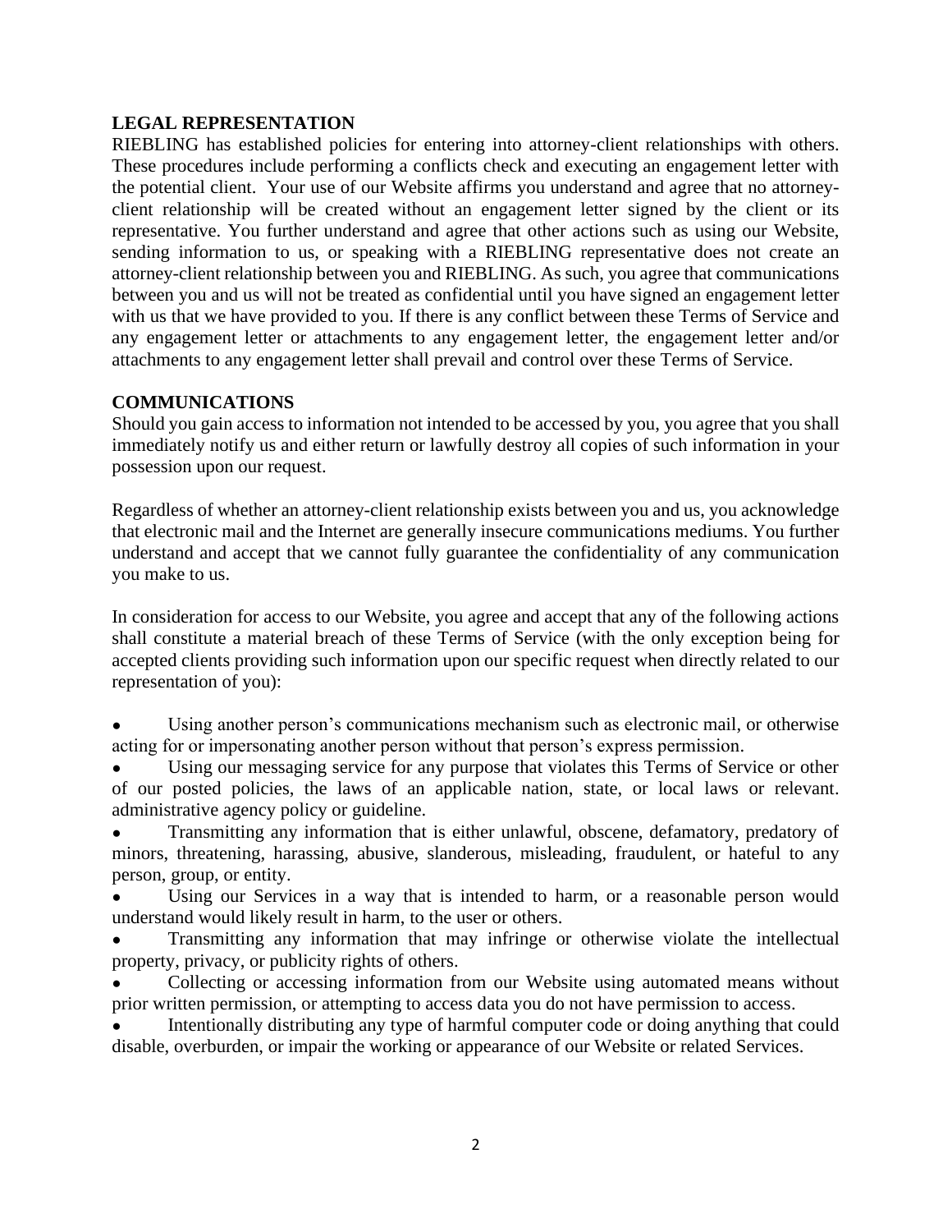**LEGAL REPRESENTATION**

RIEBLING has established policies for entering into attorney-client relationships with others. These procedures include performing a conflicts check and executing an engagement letter with the potential client. Your use of our Website affirms you understand and agree that no attorney-client relationship will be created without an engagement letter signed by the client or its representative. You further understand and agree that other actions such as using our Website, sending information to us, or speaking with a RIEBLING representative does not create an attorney-client relationship between you and RIEBLING. As such, you agree that communications between you and us will not be treated as confidential until you have signed an engagement letter with us that we have provided to you. If there is any conflict between these Terms of Service and any engagement letter or attachments to any engagement letter, the engagement letter and/or attachments to any engagement letter shall prevail and control over these Terms of Service.

**COMMUNICATIONS**

Should you gain access to information not intended to be accessed by you, you agree that you shall immediately notify us and either return or lawfully destroy all copies of such information in your possession upon our request.

Regardless of whether an attorney-client relationship exists between you and us, you acknowledge that electronic mail and the Internet are generally insecure communications mediums. You further understand and accept that we cannot fully guarantee the confidentiality of any communication you make to us.

In consideration for access to our Website, you agree and accept that any of the following actions shall constitute a material breach of these Terms of Service (with the only exception being for accepted clients providing such information upon our specific request when directly related to our representation of you):

- Using another person's communications mechanism such as electronic mail, or otherwise acting for or impersonating another person without that person's express permission.
- Using our messaging service for any purpose that violates this Terms of Service or other of our posted policies, the laws of an applicable nation, state, or local laws or relevant. administrative agency policy or guideline.
- Transmitting any information that is either unlawful, obscene, defamatory, predatory of minors, threatening, harassing, abusive, slanderous, misleading, fraudulent, or hateful to any person, group, or entity.
- Using our Services in a way that is intended to harm, or a reasonable person would understand would likely result in harm, to the user or others.
- Transmitting any information that may infringe or otherwise violate the intellectual property, privacy, or publicity rights of others.
- Collecting or accessing information from our Website using automated means without prior written permission, or attempting to access data you do not have permission to access.
- Intentionally distributing any type of harmful computer code or doing anything that could disable, overburden, or impair the working or appearance of our Website or related Services.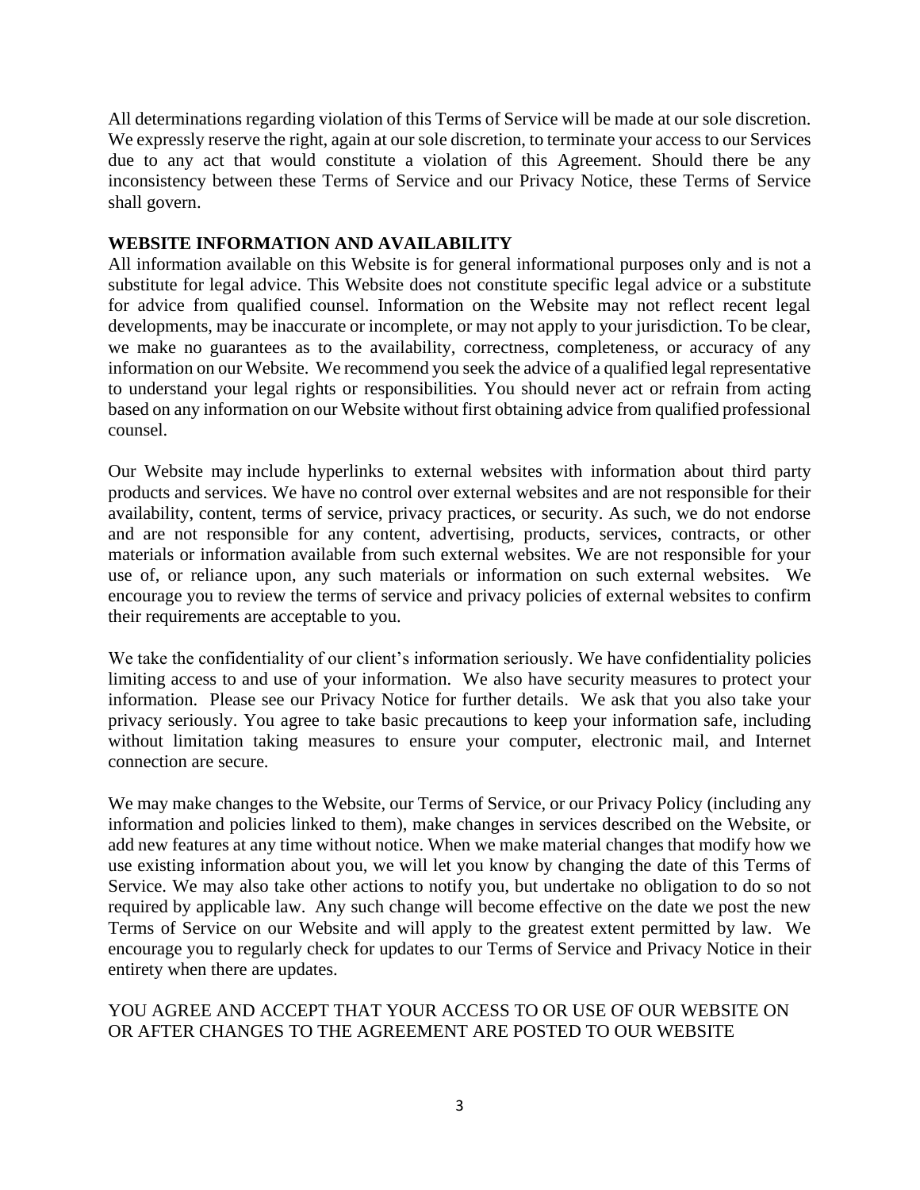All determinations regarding violation of this Terms of Service will be made at our sole discretion. We expressly reserve the right, again at our sole discretion, to terminate your access to our Services due to any act that would constitute a violation of this Agreement. Should there be any inconsistency between these Terms of Service and our Privacy Notice, these Terms of Service shall govern.

**WEBSITE INFORMATION AND AVAILABILITY**

All information available on this Website is for general informational purposes only and is not a substitute for legal advice. This Website does not constitute specific legal advice or a substitute for advice from qualified counsel. Information on the Website may not reflect recent legal developments, may be inaccurate or incomplete, or may not apply to your jurisdiction. To be clear, we make no guarantees as to the availability, correctness, completeness, or accuracy of any information on our Website. We recommend you seek the advice of a qualified legal representative to understand your legal rights or responsibilities. You should never act or refrain from acting based on any information on our Website without first obtaining advice from qualified professional counsel.

Our Website may include hyperlinks to external websites with information about third party products and services. We have no control over external websites and are not responsible for their availability, content, terms of service, privacy practices, or security. As such, we do not endorse and are not responsible for any content, advertising, products, services, contracts, or other materials or information available from such external websites. We are not responsible for your use of, or reliance upon, any such materials or information on such external websites. We encourage you to review the terms of service and privacy policies of external websites to confirm their requirements are acceptable to you.

We take the confidentiality of our client's information seriously. We have confidentiality policies limiting access to and use of your information. We also have security measures to protect your information. Please see our Privacy Notice for further details. We ask that you also take your privacy seriously. You agree to take basic precautions to keep your information safe, including without limitation taking measures to ensure your computer, electronic mail, and Internet connection are secure.

We may make changes to the Website, our Terms of Service, or our Privacy Policy (including any information and policies linked to them), make changes in services described on the Website, or add new features at any time without notice. When we make material changes that modify how we use existing information about you, we will let you know by changing the date of this Terms of Service. We may also take other actions to notify you, but undertake no obligation to do so not required by applicable law. Any such change will become effective on the date we post the new Terms of Service on our Website and will apply to the greatest extent permitted by law. We encourage you to regularly check for updates to our Terms of Service and Privacy Notice in their entirety when there are updates.

YOU AGREE AND ACCEPT THAT YOUR ACCESS TO OR USE OF OUR WEBSITE ON OR AFTER CHANGES TO THE AGREEMENT ARE POSTED TO OUR WEBSITE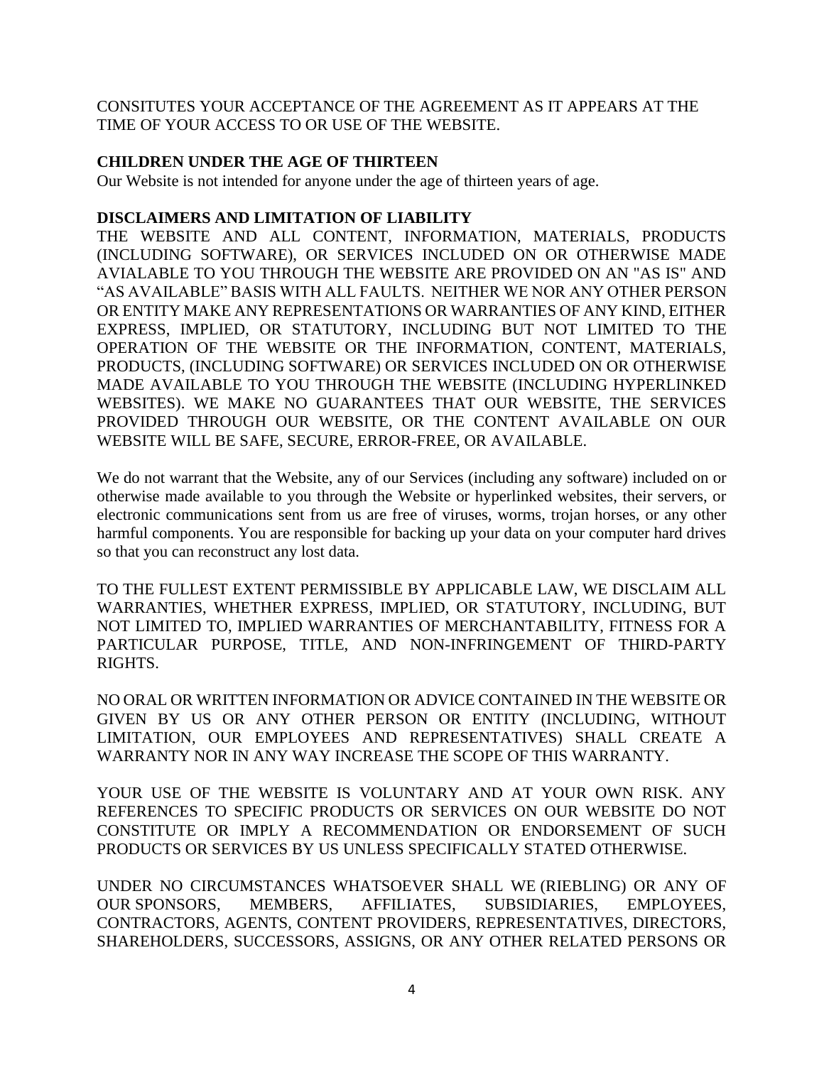CONSITUTES YOUR ACCEPTANCE OF THE AGREEMENT AS IT APPEARS AT THE TIME OF YOUR ACCESS TO OR USE OF THE WEBSITE.

**CHILDREN UNDER THE AGE OF THIRTEEN**

Our Website is not intended for anyone under the age of thirteen years of age.

**DISCLAIMERS AND LIMITATION OF LIABILITY**

THE WEBSITE AND ALL CONTENT, INFORMATION, MATERIALS, PRODUCTS (INCLUDING SOFTWARE), OR SERVICES INCLUDED ON OR OTHERWISE MADE AVIALABLE TO YOU THROUGH THE WEBSITE ARE PROVIDED ON AN "AS IS" AND "AS AVAILABLE" BASIS WITH ALL FAULTS. NEITHER WE NOR ANY OTHER PERSON OR ENTITY MAKE ANY REPRESENTATIONS OR WARRANTIES OF ANY KIND, EITHER EXPRESS, IMPLIED, OR STATUTORY, INCLUDING BUT NOT LIMITED TO THE OPERATION OF THE WEBSITE OR THE INFORMATION, CONTENT, MATERIALS, PRODUCTS, (INCLUDING SOFTWARE) OR SERVICES INCLUDED ON OR OTHERWISE MADE AVAILABLE TO YOU THROUGH THE WEBSITE (INCLUDING HYPERLINKED WEBSITES). WE MAKE NO GUARANTEES THAT OUR WEBSITE, THE SERVICES PROVIDED THROUGH OUR WEBSITE, OR THE CONTENT AVAILABLE ON OUR WEBSITE WILL BE SAFE, SECURE, ERROR-FREE, OR AVAILABLE.

We do not warrant that the Website, any of our Services (including any software) included on or otherwise made available to you through the Website or hyperlinked websites, their servers, or electronic communications sent from us are free of viruses, worms, trojan horses, or any other harmful components. You are responsible for backing up your data on your computer hard drives so that you can reconstruct any lost data.

TO THE FULLEST EXTENT PERMISSIBLE BY APPLICABLE LAW, WE DISCLAIM ALL WARRANTIES, WHETHER EXPRESS, IMPLIED, OR STATUTORY, INCLUDING, BUT NOT LIMITED TO, IMPLIED WARRANTIES OF MERCHANTABILITY, FITNESS FOR A PARTICULAR PURPOSE, TITLE, AND NON-INFRINGEMENT OF THIRD-PARTY RIGHTS.

NO ORAL OR WRITTEN INFORMATION OR ADVICE CONTAINED IN THE WEBSITE OR GIVEN BY US OR ANY OTHER PERSON OR ENTITY (INCLUDING, WITHOUT LIMITATION, OUR EMPLOYEES AND REPRESENTATIVES) SHALL CREATE A WARRANTY NOR IN ANY WAY INCREASE THE SCOPE OF THIS WARRANTY.

YOUR USE OF THE WEBSITE IS VOLUNTARY AND AT YOUR OWN RISK. ANY REFERENCES TO SPECIFIC PRODUCTS OR SERVICES ON OUR WEBSITE DO NOT CONSTITUTE OR IMPLY A RECOMMENDATION OR ENDORSEMENT OF SUCH PRODUCTS OR SERVICES BY US UNLESS SPECIFICALLY STATED OTHERWISE.

UNDER NO CIRCUMSTANCES WHATSOEVER SHALL WE (RIEBLING) OR ANY OF OUR SPONSORS, MEMBERS, AFFILIATES, SUBSIDIARIES, EMPLOYEES, CONTRACTORS, AGENTS, CONTENT PROVIDERS, REPRESENTATIVES, DIRECTORS, SHAREHOLDERS, SUCCESSORS, ASSIGNS, OR ANY OTHER RELATED PERSONS OR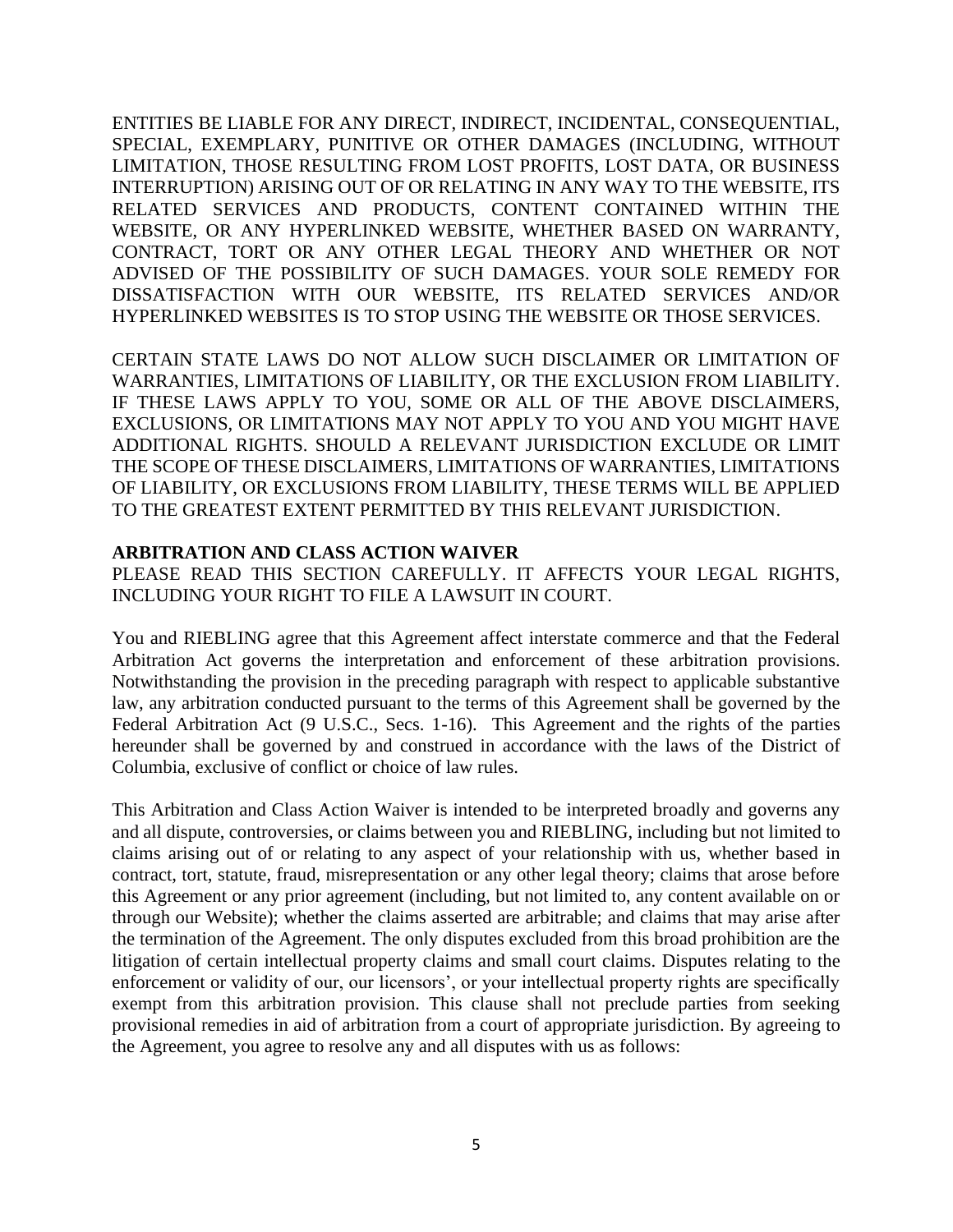ENTITIES BE LIABLE FOR ANY DIRECT, INDIRECT, INCIDENTAL, CONSEQUENTIAL, SPECIAL, EXEMPLARY, PUNITIVE OR OTHER DAMAGES (INCLUDING, WITHOUT LIMITATION, THOSE RESULTING FROM LOST PROFITS, LOST DATA, OR BUSINESS INTERRUPTION) ARISING OUT OF OR RELATING IN ANY WAY TO THE WEBSITE, ITS RELATED SERVICES AND PRODUCTS, CONTENT CONTAINED WITHIN THE WEBSITE, OR ANY HYPERLINKED WEBSITE, WHETHER BASED ON WARRANTY, CONTRACT, TORT OR ANY OTHER LEGAL THEORY AND WHETHER OR NOT ADVISED OF THE POSSIBILITY OF SUCH DAMAGES. YOUR SOLE REMEDY FOR DISSATISFACTION WITH OUR WEBSITE, ITS RELATED SERVICES AND/OR HYPERLINKED WEBSITES IS TO STOP USING THE WEBSITE OR THOSE SERVICES.

CERTAIN STATE LAWS DO NOT ALLOW SUCH DISCLAIMER OR LIMITATION OF WARRANTIES, LIMITATIONS OF LIABILITY, OR THE EXCLUSION FROM LIABILITY. IF THESE LAWS APPLY TO YOU, SOME OR ALL OF THE ABOVE DISCLAIMERS, EXCLUSIONS, OR LIMITATIONS MAY NOT APPLY TO YOU AND YOU MIGHT HAVE ADDITIONAL RIGHTS. SHOULD A RELEVANT JURISDICTION EXCLUDE OR LIMIT THE SCOPE OF THESE DISCLAIMERS, LIMITATIONS OF WARRANTIES, LIMITATIONS OF LIABILITY, OR EXCLUSIONS FROM LIABILITY, THESE TERMS WILL BE APPLIED TO THE GREATEST EXTENT PERMITTED BY THIS RELEVANT JURISDICTION.

**ARBITRATION AND CLASS ACTION WAIVER**

PLEASE READ THIS SECTION CAREFULLY. IT AFFECTS YOUR LEGAL RIGHTS, INCLUDING YOUR RIGHT TO FILE A LAWSUIT IN COURT.

You and RIEBLING agree that this Agreement affect interstate commerce and that the Federal Arbitration Act governs the interpretation and enforcement of these arbitration provisions. Notwithstanding the provision in the preceding paragraph with respect to applicable substantive law, any arbitration conducted pursuant to the terms of this Agreement shall be governed by the Federal Arbitration Act (9 U.S.C., Secs. 1-16). This Agreement and the rights of the parties hereunder shall be governed by and construed in accordance with the laws of the District of Columbia, exclusive of conflict or choice of law rules.

This Arbitration and Class Action Waiver is intended to be interpreted broadly and governs any and all dispute, controversies, or claims between you and RIEBLING, including but not limited to claims arising out of or relating to any aspect of your relationship with us, whether based in contract, tort, statute, fraud, misrepresentation or any other legal theory; claims that arose before this Agreement or any prior agreement (including, but not limited to, any content available on or through our Website); whether the claims asserted are arbitrable; and claims that may arise after the termination of the Agreement. The only disputes excluded from this broad prohibition are the litigation of certain intellectual property claims and small court claims. Disputes relating to the enforcement or validity of our, our licensors', or your intellectual property rights are specifically exempt from this arbitration provision. This clause shall not preclude parties from seeking provisional remedies in aid of arbitration from a court of appropriate jurisdiction. By agreeing to the Agreement, you agree to resolve any and all disputes with us as follows: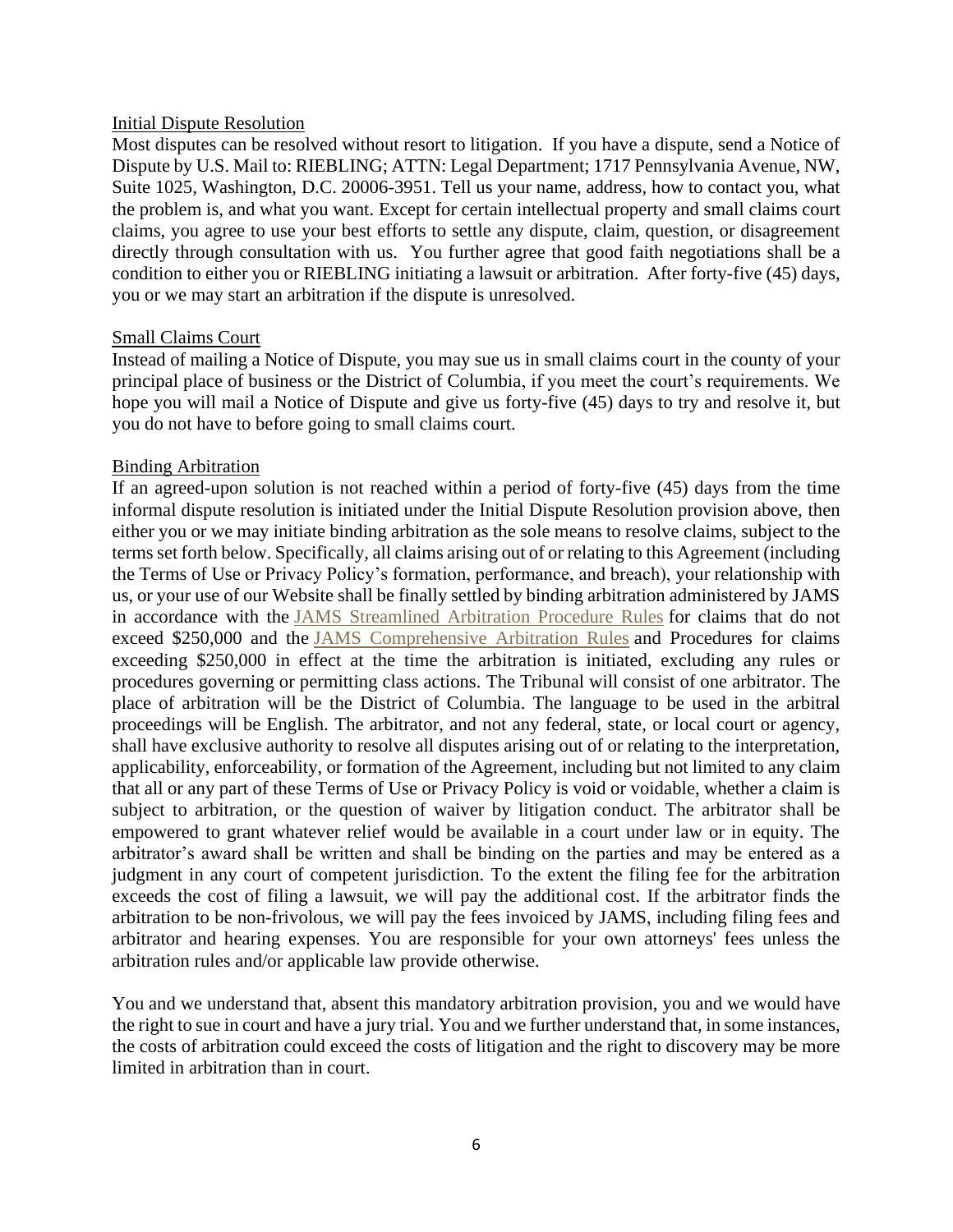Initial Dispute Resolution

Most disputes can be resolved without resort to litigation. If you have a dispute, send a Notice of Dispute by U.S. Mail to: RIEBLING; ATTN: Legal Department; 1717 Pennsylvania Avenue, NW, Suite 1025, Washington, D.C. 20006-3951. Tell us your name, address, how to contact you, what the problem is, and what you want. Except for certain intellectual property and small claims court claims, you agree to use your best efforts to settle any dispute, claim, question, or disagreement directly through consultation with us. You further agree that good faith negotiations shall be a condition to either you or RIEBLING initiating a lawsuit or arbitration. After forty-five (45) days, you or we may start an arbitration if the dispute is unresolved.

Small Claims Court

Instead of mailing a Notice of Dispute, you may sue us in small claims court in the county of your principal place of business or the District of Columbia, if you meet the court's requirements. We hope you will mail a Notice of Dispute and give us forty-five (45) days to try and resolve it, but you do not have to before going to small claims court.

Binding Arbitration

If an agreed-upon solution is not reached within a period of forty-five (45) days from the time informal dispute resolution is initiated under the Initial Dispute Resolution provision above, then either you or we may initiate binding arbitration as the sole means to resolve claims, subject to the terms set forth below. Specifically, all claims arising out of or relating to this Agreement (including the Terms of Use or Privacy Policy's formation, performance, and breach), your relationship with us, or your use of our Website shall be finally settled by binding arbitration administered by JAMS in accordance with the JAMS Streamlined Arbitration Procedure Rules for claims that do not exceed \$250,000 and the JAMS Comprehensive Arbitration Rules and Procedures for claims exceeding \$250,000 in effect at the time the arbitration is initiated, excluding any rules or procedures governing or permitting class actions. The Tribunal will consist of one arbitrator. The place of arbitration will be the District of Columbia. The language to be used in the arbitral proceedings will be English. The arbitrator, and not any federal, state, or local court or agency, shall have exclusive authority to resolve all disputes arising out of or relating to the interpretation, applicability, enforceability, or formation of the Agreement, including but not limited to any claim that all or any part of these Terms of Use or Privacy Policy is void or voidable, whether a claim is subject to arbitration, or the question of waiver by litigation conduct. The arbitrator shall be empowered to grant whatever relief would be available in a court under law or in equity. The arbitrator's award shall be written and shall be binding on the parties and may be entered as a judgment in any court of competent jurisdiction. To the extent the filing fee for the arbitration exceeds the cost of filing a lawsuit, we will pay the additional cost. If the arbitrator finds the arbitration to be non-frivolous, we will pay the fees invoiced by JAMS, including filing fees and arbitrator and hearing expenses. You are responsible for your own attorneys' fees unless the arbitration rules and/or applicable law provide otherwise.

You and we understand that, absent this mandatory arbitration provision, you and we would have the right to sue in court and have a jury trial. You and we further understand that, in some instances, the costs of arbitration could exceed the costs of litigation and the right to discovery may be more limited in arbitration than in court.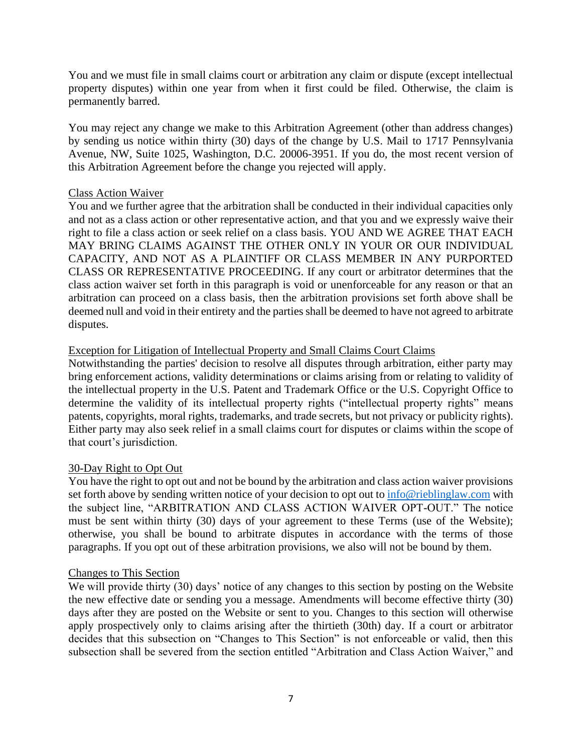You and we must file in small claims court or arbitration any claim or dispute (except intellectual property disputes) within one year from when it first could be filed. Otherwise, the claim is permanently barred.

You may reject any change we make to this Arbitration Agreement (other than address changes) by sending us notice within thirty (30) days of the change by U.S. Mail to 1717 Pennsylvania Avenue, NW, Suite 1025, Washington, D.C. 20006-3951. If you do, the most recent version of this Arbitration Agreement before the change you rejected will apply.

Class Action Waiver

You and we further agree that the arbitration shall be conducted in their individual capacities only and not as a class action or other representative action, and that you and we expressly waive their right to file a class action or seek relief on a class basis. YOU AND WE AGREE THAT EACH MAY BRING CLAIMS AGAINST THE OTHER ONLY IN YOUR OR OUR INDIVIDUAL CAPACITY, AND NOT AS A PLAINTIFF OR CLASS MEMBER IN ANY PURPORTED CLASS OR REPRESENTATIVE PROCEEDING. If any court or arbitrator determines that the class action waiver set forth in this paragraph is void or unenforceable for any reason or that an arbitration can proceed on a class basis, then the arbitration provisions set forth above shall be deemed null and void in their entirety and the parties shall be deemed to have not agreed to arbitrate disputes.

Exception for Litigation of Intellectual Property and Small Claims Court Claims

Notwithstanding the parties' decision to resolve all disputes through arbitration, either party may bring enforcement actions, validity determinations or claims arising from or relating to validity of the intellectual property in the U.S. Patent and Trademark Office or the U.S. Copyright Office to determine the validity of its intellectual property rights ("intellectual property rights" means patents, copyrights, moral rights, trademarks, and trade secrets, but not privacy or publicity rights). Either party may also seek relief in a small claims court for disputes or claims within the scope of that court's jurisdiction.

30-Day Right to Opt Out

You have the right to opt out and not be bound by the arbitration and class action waiver provisions set forth above by sending written notice of your decision to opt out to info@rieblinglaw.com with the subject line, "ARBITRATION AND CLASS ACTION WAIVER OPT-OUT." The notice must be sent within thirty (30) days of your agreement to these Terms (use of the Website); otherwise, you shall be bound to arbitrate disputes in accordance with the terms of those paragraphs. If you opt out of these arbitration provisions, we also will not be bound by them.

Changes to This Section

We will provide thirty (30) days' notice of any changes to this section by posting on the Website the new effective date or sending you a message. Amendments will become effective thirty (30) days after they are posted on the Website or sent to you. Changes to this section will otherwise apply prospectively only to claims arising after the thirtieth (30th) day. If a court or arbitrator decides that this subsection on "Changes to This Section" is not enforceable or valid, then this subsection shall be severed from the section entitled "Arbitration and Class Action Waiver," and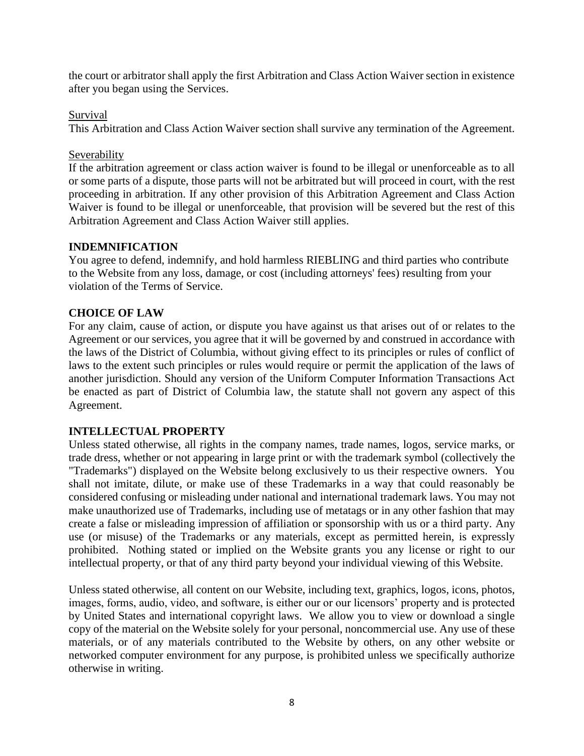the court or arbitrator shall apply the first Arbitration and Class Action Waiver section in existence after you began using the Services.

Survival

This Arbitration and Class Action Waiver section shall survive any termination of the Agreement.

Severability

If the arbitration agreement or class action waiver is found to be illegal or unenforceable as to all or some parts of a dispute, those parts will not be arbitrated but will proceed in court, with the rest proceeding in arbitration. If any other provision of this Arbitration Agreement and Class Action Waiver is found to be illegal or unenforceable, that provision will be severed but the rest of this Arbitration Agreement and Class Action Waiver still applies.

**INDEMNIFICATION**

You agree to defend, indemnify, and hold harmless RIEBLING and third parties who contribute to the Website from any loss, damage, or cost (including attorneys' fees) resulting from your violation of the Terms of Service.

**CHOICE OF LAW**

For any claim, cause of action, or dispute you have against us that arises out of or relates to the Agreement or our services, you agree that it will be governed by and construed in accordance with the laws of the District of Columbia, without giving effect to its principles or rules of conflict of laws to the extent such principles or rules would require or permit the application of the laws of another jurisdiction. Should any version of the Uniform Computer Information Transactions Act be enacted as part of District of Columbia law, the statute shall not govern any aspect of this Agreement.

**INTELLECTUAL PROPERTY**

Unless stated otherwise, all rights in the company names, trade names, logos, service marks, or trade dress, whether or not appearing in large print or with the trademark symbol (collectively the "Trademarks") displayed on the Website belong exclusively to us their respective owners. You shall not imitate, dilute, or make use of these Trademarks in a way that could reasonably be considered confusing or misleading under national and international trademark laws. You may not make unauthorized use of Trademarks, including use of metatags or in any other fashion that may create a false or misleading impression of affiliation or sponsorship with us or a third party. Any use (or misuse) of the Trademarks or any materials, except as permitted herein, is expressly prohibited. Nothing stated or implied on the Website grants you any license or right to our intellectual property, or that of any third party beyond your individual viewing of this Website.

Unless stated otherwise, all content on our Website, including text, graphics, logos, icons, photos, images, forms, audio, video, and software, is either our or our licensors' property and is protected by United States and international copyright laws. We allow you to view or download a single copy of the material on the Website solely for your personal, noncommercial use. Any use of these materials, or of any materials contributed to the Website by others, on any other website or networked computer environment for any purpose, is prohibited unless we specifically authorize otherwise in writing.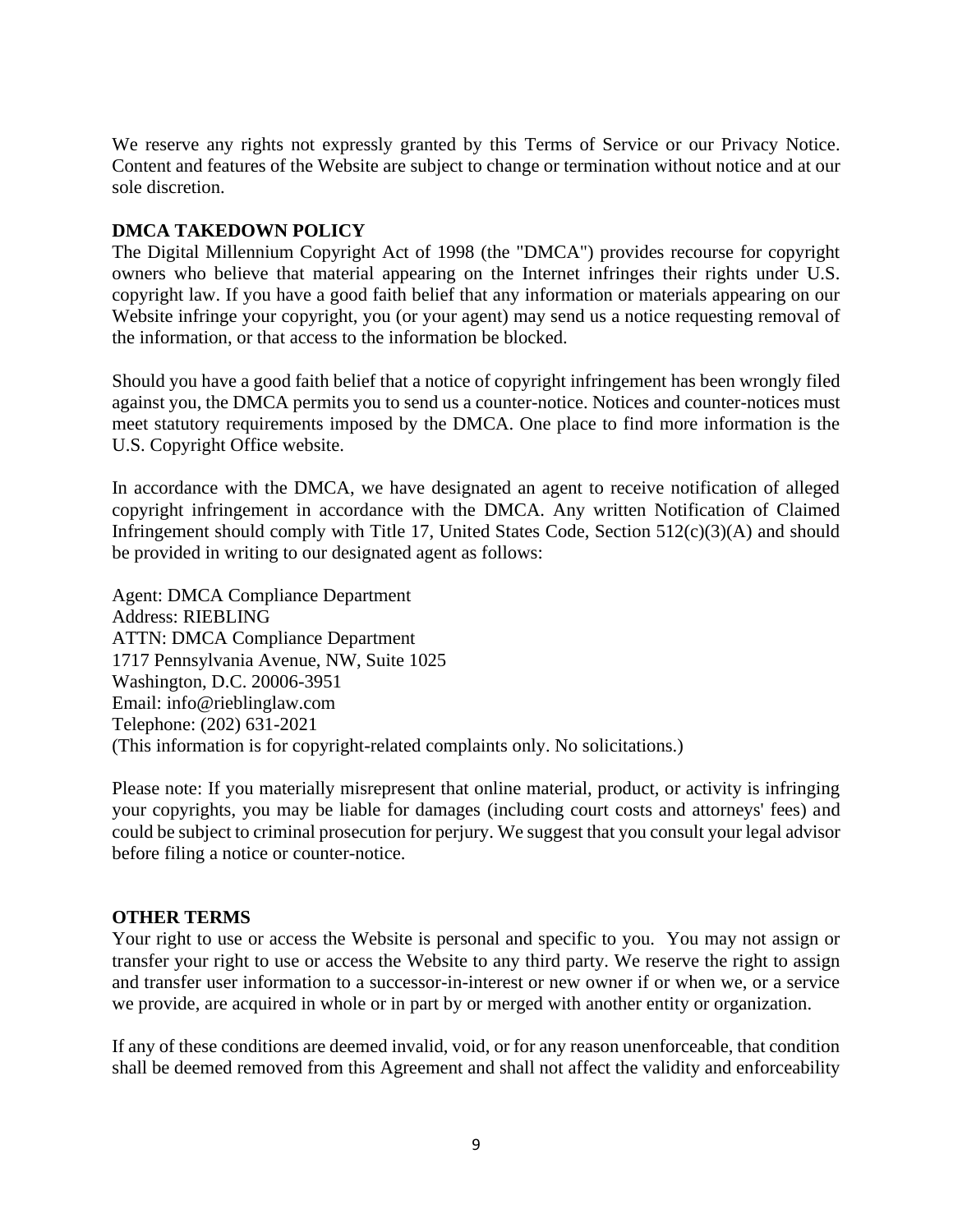We reserve any rights not expressly granted by this Terms of Service or our Privacy Notice. Content and features of the Website are subject to change or termination without notice and at our sole discretion.

**DMCA TAKEDOWN POLICY**

The Digital Millennium Copyright Act of 1998 (the "DMCA") provides recourse for copyright owners who believe that material appearing on the Internet infringes their rights under U.S. copyright law. If you have a good faith belief that any information or materials appearing on our Website infringe your copyright, you (or your agent) may send us a notice requesting removal of the information, or that access to the information be blocked.

Should you have a good faith belief that a notice of copyright infringement has been wrongly filed against you, the DMCA permits you to send us a counter-notice. Notices and counter-notices must meet statutory requirements imposed by the DMCA. One place to find more information is the U.S. Copyright Office website.

In accordance with the DMCA, we have designated an agent to receive notification of alleged copyright infringement in accordance with the DMCA. Any written Notification of Claimed Infringement should comply with Title 17, United States Code, Section 512(c)(3)(A) and should be provided in writing to our designated agent as follows:

Agent: DMCA Compliance Department
Address: RIEBLING
ATTN: DMCA Compliance Department
1717 Pennsylvania Avenue, NW, Suite 1025
Washington, D.C. 20006-3951
Email: info@rieblinglaw.com
Telephone: (202) 631-2021
(This information is for copyright-related complaints only. No solicitations.)

Please note: If you materially misrepresent that online material, product, or activity is infringing your copyrights, you may be liable for damages (including court costs and attorneys' fees) and could be subject to criminal prosecution for perjury. We suggest that you consult your legal advisor before filing a notice or counter-notice.

**OTHER TERMS**

Your right to use or access the Website is personal and specific to you. You may not assign or transfer your right to use or access the Website to any third party. We reserve the right to assign and transfer user information to a successor-in-interest or new owner if or when we, or a service we provide, are acquired in whole or in part by or merged with another entity or organization.

If any of these conditions are deemed invalid, void, or for any reason unenforceable, that condition shall be deemed removed from this Agreement and shall not affect the validity and enforceability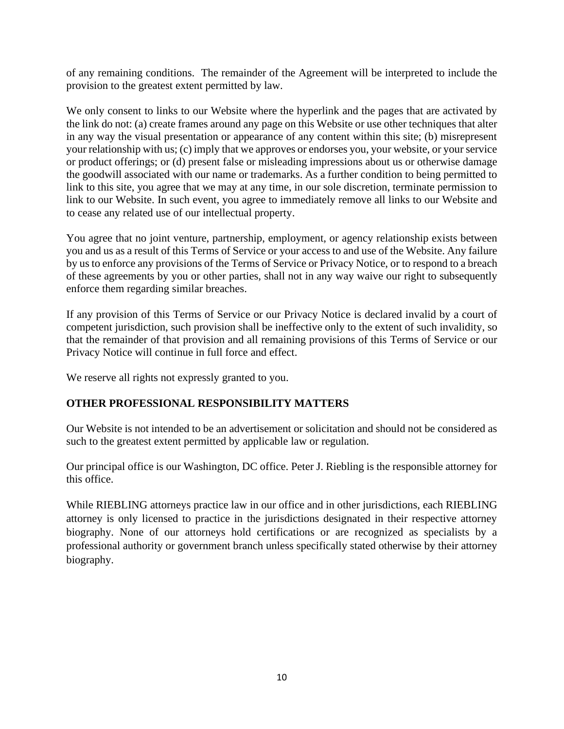of any remaining conditions. The remainder of the Agreement will be interpreted to include the provision to the greatest extent permitted by law.

We only consent to links to our Website where the hyperlink and the pages that are activated by the link do not: (a) create frames around any page on this Website or use other techniques that alter in any way the visual presentation or appearance of any content within this site; (b) misrepresent your relationship with us; (c) imply that we approves or endorses you, your website, or your service or product offerings; or (d) present false or misleading impressions about us or otherwise damage the goodwill associated with our name or trademarks. As a further condition to being permitted to link to this site, you agree that we may at any time, in our sole discretion, terminate permission to link to our Website. In such event, you agree to immediately remove all links to our Website and to cease any related use of our intellectual property.

You agree that no joint venture, partnership, employment, or agency relationship exists between you and us as a result of this Terms of Service or your access to and use of the Website. Any failure by us to enforce any provisions of the Terms of Service or Privacy Notice, or to respond to a breach of these agreements by you or other parties, shall not in any way waive our right to subsequently enforce them regarding similar breaches.

If any provision of this Terms of Service or our Privacy Notice is declared invalid by a court of competent jurisdiction, such provision shall be ineffective only to the extent of such invalidity, so that the remainder of that provision and all remaining provisions of this Terms of Service or our Privacy Notice will continue in full force and effect.

We reserve all rights not expressly granted to you.

## OTHER PROFESSIONAL RESPONSIBILITY MATTERS

Our Website is not intended to be an advertisement or solicitation and should not be considered as such to the greatest extent permitted by applicable law or regulation.

Our principal office is our Washington, DC office. Peter J. Riebling is the responsible attorney for this office.

While RIEBLING attorneys practice law in our office and in other jurisdictions, each RIEBLING attorney is only licensed to practice in the jurisdictions designated in their respective attorney biography. None of our attorneys hold certifications or are recognized as specialists by a professional authority or government branch unless specifically stated otherwise by their attorney biography.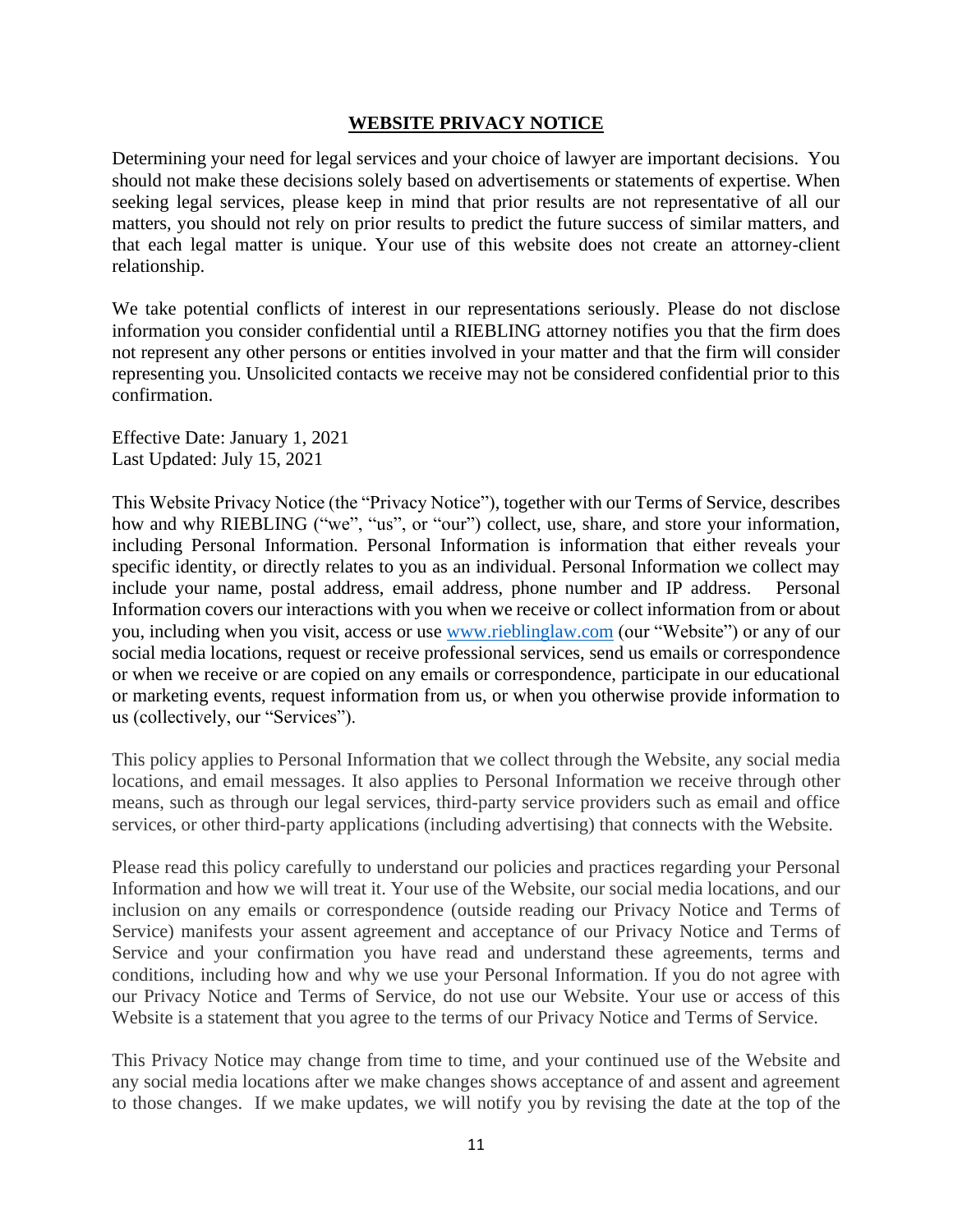## WEBSITE PRIVACY NOTICE

Determining your need for legal services and your choice of lawyer are important decisions. You should not make these decisions solely based on advertisements or statements of expertise. When seeking legal services, please keep in mind that prior results are not representative of all our matters, you should not rely on prior results to predict the future success of similar matters, and that each legal matter is unique. Your use of this website does not create an attorney-client relationship.

We take potential conflicts of interest in our representations seriously. Please do not disclose information you consider confidential until a RIEBLING attorney notifies you that the firm does not represent any other persons or entities involved in your matter and that the firm will consider representing you. Unsolicited contacts we receive may not be considered confidential prior to this confirmation.

Effective Date: January 1, 2021
Last Updated: July 15, 2021

This Website Privacy Notice (the "Privacy Notice"), together with our Terms of Service, describes how and why RIEBLING ("we", "us", or "our") collect, use, share, and store your information, including Personal Information. Personal Information is information that either reveals your specific identity, or directly relates to you as an individual. Personal Information we collect may include your name, postal address, email address, phone number and IP address. Personal Information covers our interactions with you when we receive or collect information from or about you, including when you visit, access or use [www.rieblinglaw.com](www.rieblinglaw.com) (our "Website") or any of our social media locations, request or receive professional services, send us emails or correspondence or when we receive or are copied on any emails or correspondence, participate in our educational or marketing events, request information from us, or when you otherwise provide information to us (collectively, our "Services").

This policy applies to Personal Information that we collect through the Website, any social media locations, and email messages. It also applies to Personal Information we receive through other means, such as through our legal services, third-party service providers such as email and office services, or other third-party applications (including advertising) that connects with the Website.

Please read this policy carefully to understand our policies and practices regarding your Personal Information and how we will treat it. Your use of the Website, our social media locations, and our inclusion on any emails or correspondence (outside reading our Privacy Notice and Terms of Service) manifests your assent agreement and acceptance of our Privacy Notice and Terms of Service and your confirmation you have read and understand these agreements, terms and conditions, including how and why we use your Personal Information. If you do not agree with our Privacy Notice and Terms of Service, do not use our Website. Your use or access of this Website is a statement that you agree to the terms of our Privacy Notice and Terms of Service.

This Privacy Notice may change from time to time, and your continued use of the Website and any social media locations after we make changes shows acceptance of and assent and agreement to those changes. If we make updates, we will notify you by revising the date at the top of the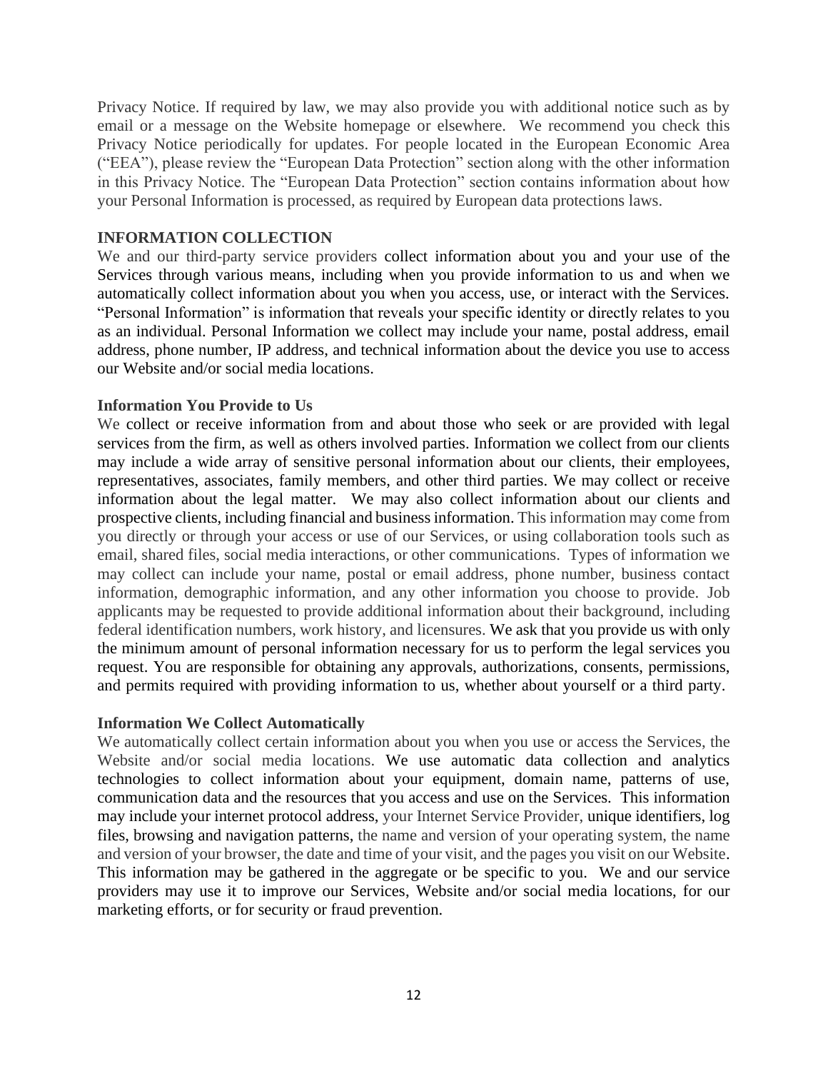Privacy Notice. If required by law, we may also provide you with additional notice such as by email or a message on the Website homepage or elsewhere. We recommend you check this Privacy Notice periodically for updates. For people located in the European Economic Area ("EEA"), please review the "European Data Protection" section along with the other information in this Privacy Notice. The "European Data Protection" section contains information about how your Personal Information is processed, as required by European data protections laws.

## INFORMATION COLLECTION

We and our third-party service providers collect information about you and your use of the Services through various means, including when you provide information to us and when we automatically collect information about you when you access, use, or interact with the Services. "Personal Information" is information that reveals your specific identity or directly relates to you as an individual. Personal Information we collect may include your name, postal address, email address, phone number, IP address, and technical information about the device you use to access our Website and/or social media locations.

### Information You Provide to Us

We collect or receive information from and about those who seek or are provided with legal services from the firm, as well as others involved parties. Information we collect from our clients may include a wide array of sensitive personal information about our clients, their employees, representatives, associates, family members, and other third parties. We may collect or receive information about the legal matter. We may also collect information about our clients and prospective clients, including financial and business information. This information may come from you directly or through your access or use of our Services, or using collaboration tools such as email, shared files, social media interactions, or other communications. Types of information we may collect can include your name, postal or email address, phone number, business contact information, demographic information, and any other information you choose to provide. Job applicants may be requested to provide additional information about their background, including federal identification numbers, work history, and licensures. We ask that you provide us with only the minimum amount of personal information necessary for us to perform the legal services you request. You are responsible for obtaining any approvals, authorizations, consents, permissions, and permits required with providing information to us, whether about yourself or a third party.

### Information We Collect Automatically

We automatically collect certain information about you when you use or access the Services, the Website and/or social media locations. We use automatic data collection and analytics technologies to collect information about your equipment, domain name, patterns of use, communication data and the resources that you access and use on the Services. This information may include your internet protocol address, your Internet Service Provider, unique identifiers, log files, browsing and navigation patterns, the name and version of your operating system, the name and version of your browser, the date and time of your visit, and the pages you visit on our Website. This information may be gathered in the aggregate or be specific to you. We and our service providers may use it to improve our Services, Website and/or social media locations, for our marketing efforts, or for security or fraud prevention.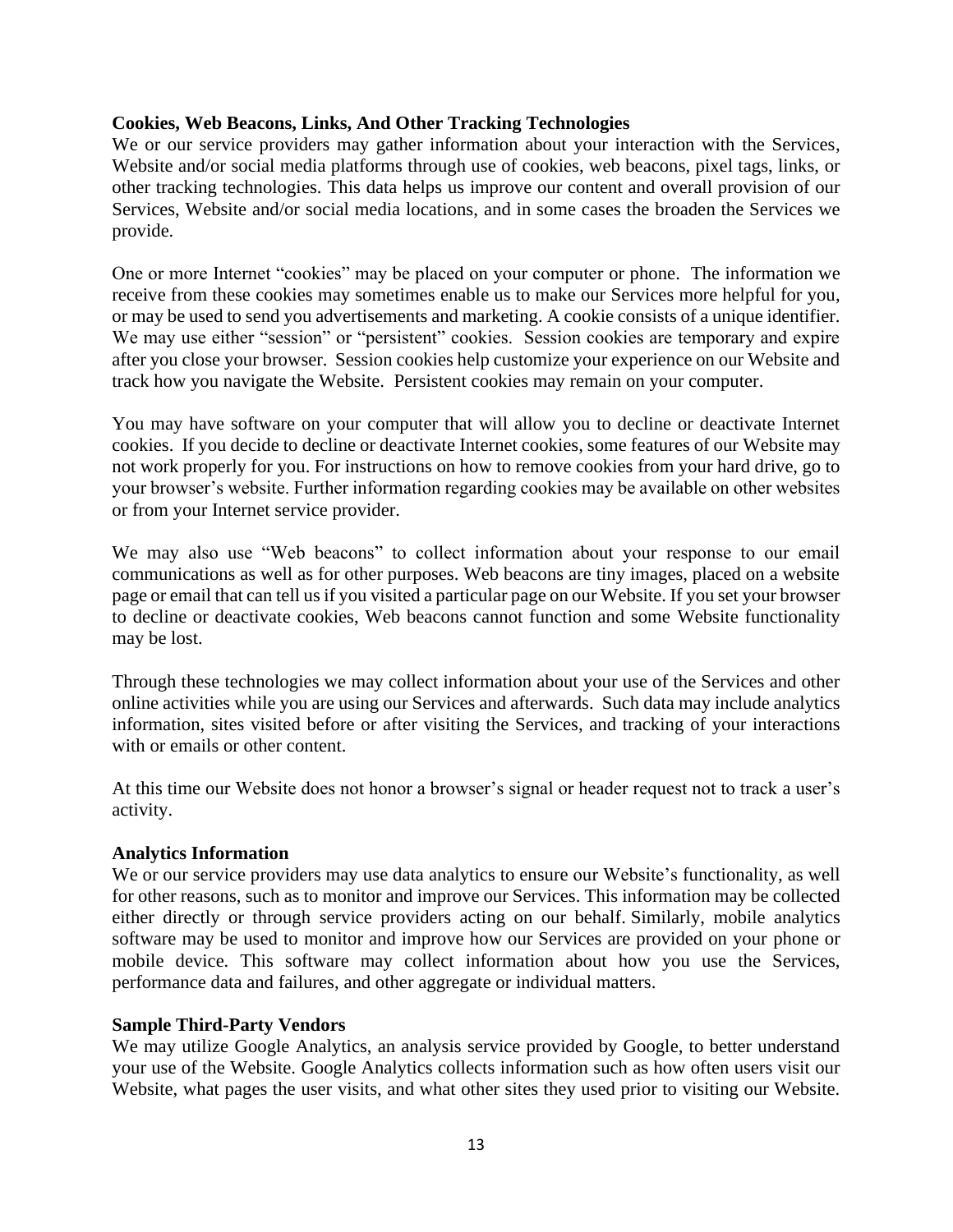**Cookies, Web Beacons, Links, And Other Tracking Technologies**

We or our service providers may gather information about your interaction with the Services, Website and/or social media platforms through use of cookies, web beacons, pixel tags, links, or other tracking technologies. This data helps us improve our content and overall provision of our Services, Website and/or social media locations, and in some cases the broaden the Services we provide.

One or more Internet "cookies" may be placed on your computer or phone. The information we receive from these cookies may sometimes enable us to make our Services more helpful for you, or may be used to send you advertisements and marketing. A cookie consists of a unique identifier. We may use either "session" or "persistent" cookies. Session cookies are temporary and expire after you close your browser. Session cookies help customize your experience on our Website and track how you navigate the Website. Persistent cookies may remain on your computer.

You may have software on your computer that will allow you to decline or deactivate Internet cookies. If you decide to decline or deactivate Internet cookies, some features of our Website may not work properly for you. For instructions on how to remove cookies from your hard drive, go to your browser's website. Further information regarding cookies may be available on other websites or from your Internet service provider.

We may also use "Web beacons" to collect information about your response to our email communications as well as for other purposes. Web beacons are tiny images, placed on a website page or email that can tell us if you visited a particular page on our Website. If you set your browser to decline or deactivate cookies, Web beacons cannot function and some Website functionality may be lost.

Through these technologies we may collect information about your use of the Services and other online activities while you are using our Services and afterwards. Such data may include analytics information, sites visited before or after visiting the Services, and tracking of your interactions with or emails or other content.

At this time our Website does not honor a browser's signal or header request not to track a user's activity.

**Analytics Information**

We or our service providers may use data analytics to ensure our Website's functionality, as well for other reasons, such as to monitor and improve our Services. This information may be collected either directly or through service providers acting on our behalf. Similarly, mobile analytics software may be used to monitor and improve how our Services are provided on your phone or mobile device. This software may collect information about how you use the Services, performance data and failures, and other aggregate or individual matters.

**Sample Third-Party Vendors**

We may utilize Google Analytics, an analysis service provided by Google, to better understand your use of the Website. Google Analytics collects information such as how often users visit our Website, what pages the user visits, and what other sites they used prior to visiting our Website.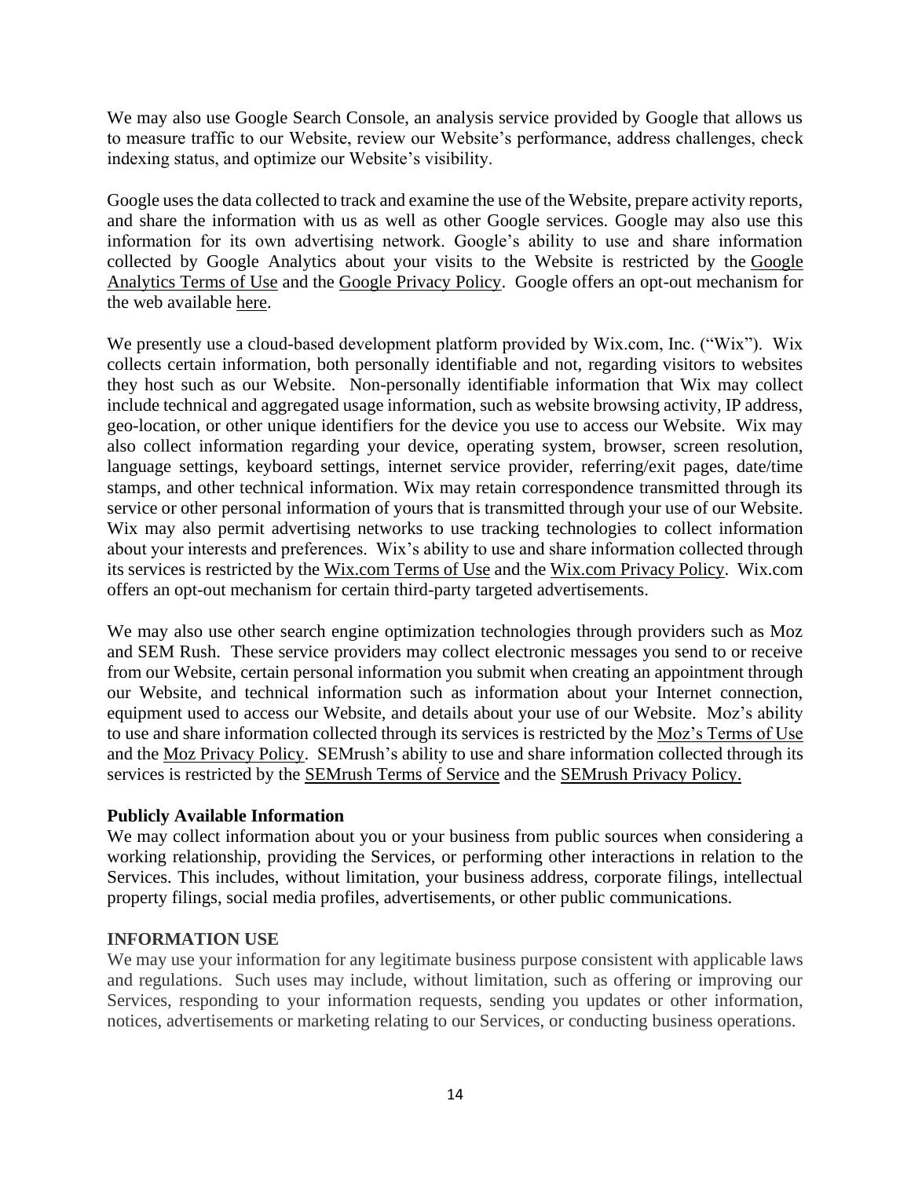We may also use Google Search Console, an analysis service provided by Google that allows us to measure traffic to our Website, review our Website's performance, address challenges, check indexing status, and optimize our Website's visibility.

Google uses the data collected to track and examine the use of the Website, prepare activity reports, and share the information with us as well as other Google services. Google may also use this information for its own advertising network. Google's ability to use and share information collected by Google Analytics about your visits to the Website is restricted by the Google Analytics Terms of Use and the Google Privacy Policy. Google offers an opt-out mechanism for the web available here.

We presently use a cloud-based development platform provided by Wix.com, Inc. ("Wix"). Wix collects certain information, both personally identifiable and not, regarding visitors to websites they host such as our Website. Non-personally identifiable information that Wix may collect include technical and aggregated usage information, such as website browsing activity, IP address, geo-location, or other unique identifiers for the device you use to access our Website. Wix may also collect information regarding your device, operating system, browser, screen resolution, language settings, keyboard settings, internet service provider, referring/exit pages, date/time stamps, and other technical information. Wix may retain correspondence transmitted through its service or other personal information of yours that is transmitted through your use of our Website. Wix may also permit advertising networks to use tracking technologies to collect information about your interests and preferences. Wix's ability to use and share information collected through its services is restricted by the Wix.com Terms of Use and the Wix.com Privacy Policy. Wix.com offers an opt-out mechanism for certain third-party targeted advertisements.

We may also use other search engine optimization technologies through providers such as Moz and SEM Rush. These service providers may collect electronic messages you send to or receive from our Website, certain personal information you submit when creating an appointment through our Website, and technical information such as information about your Internet connection, equipment used to access our Website, and details about your use of our Website. Moz's ability to use and share information collected through its services is restricted by the Moz's Terms of Use and the Moz Privacy Policy. SEMrush's ability to use and share information collected through its services is restricted by the SEMrush Terms of Service and the SEMrush Privacy Policy.

**Publicly Available Information**

We may collect information about you or your business from public sources when considering a working relationship, providing the Services, or performing other interactions in relation to the Services. This includes, without limitation, your business address, corporate filings, intellectual property filings, social media profiles, advertisements, or other public communications.

**INFORMATION USE**

We may use your information for any legitimate business purpose consistent with applicable laws and regulations. Such uses may include, without limitation, such as offering or improving our Services, responding to your information requests, sending you updates or other information, notices, advertisements or marketing relating to our Services, or conducting business operations.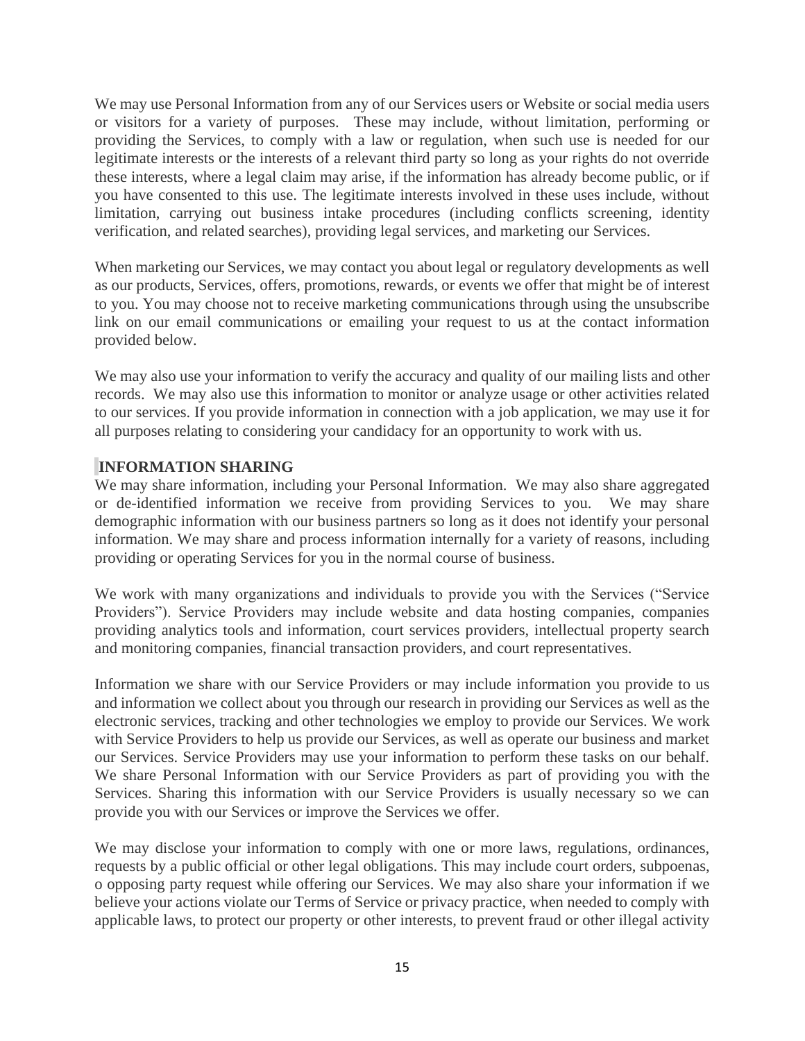We may use Personal Information from any of our Services users or Website or social media users or visitors for a variety of purposes. These may include, without limitation, performing or providing the Services, to comply with a law or regulation, when such use is needed for our legitimate interests or the interests of a relevant third party so long as your rights do not override these interests, where a legal claim may arise, if the information has already become public, or if you have consented to this use. The legitimate interests involved in these uses include, without limitation, carrying out business intake procedures (including conflicts screening, identity verification, and related searches), providing legal services, and marketing our Services.

When marketing our Services, we may contact you about legal or regulatory developments as well as our products, Services, offers, promotions, rewards, or events we offer that might be of interest to you. You may choose not to receive marketing communications through using the unsubscribe link on our email communications or emailing your request to us at the contact information provided below.

We may also use your information to verify the accuracy and quality of our mailing lists and other records. We may also use this information to monitor or analyze usage or other activities related to our services. If you provide information in connection with a job application, we may use it for all purposes relating to considering your candidacy for an opportunity to work with us.

## INFORMATION SHARING

We may share information, including your Personal Information. We may also share aggregated or de-identified information we receive from providing Services to you. We may share demographic information with our business partners so long as it does not identify your personal information. We may share and process information internally for a variety of reasons, including providing or operating Services for you in the normal course of business.

We work with many organizations and individuals to provide you with the Services ("Service Providers"). Service Providers may include website and data hosting companies, companies providing analytics tools and information, court services providers, intellectual property search and monitoring companies, financial transaction providers, and court representatives.

Information we share with our Service Providers or may include information you provide to us and information we collect about you through our research in providing our Services as well as the electronic services, tracking and other technologies we employ to provide our Services. We work with Service Providers to help us provide our Services, as well as operate our business and market our Services. Service Providers may use your information to perform these tasks on our behalf. We share Personal Information with our Service Providers as part of providing you with the Services. Sharing this information with our Service Providers is usually necessary so we can provide you with our Services or improve the Services we offer.

We may disclose your information to comply with one or more laws, regulations, ordinances, requests by a public official or other legal obligations. This may include court orders, subpoenas, o opposing party request while offering our Services. We may also share your information if we believe your actions violate our Terms of Service or privacy practice, when needed to comply with applicable laws, to protect our property or other interests, to prevent fraud or other illegal activity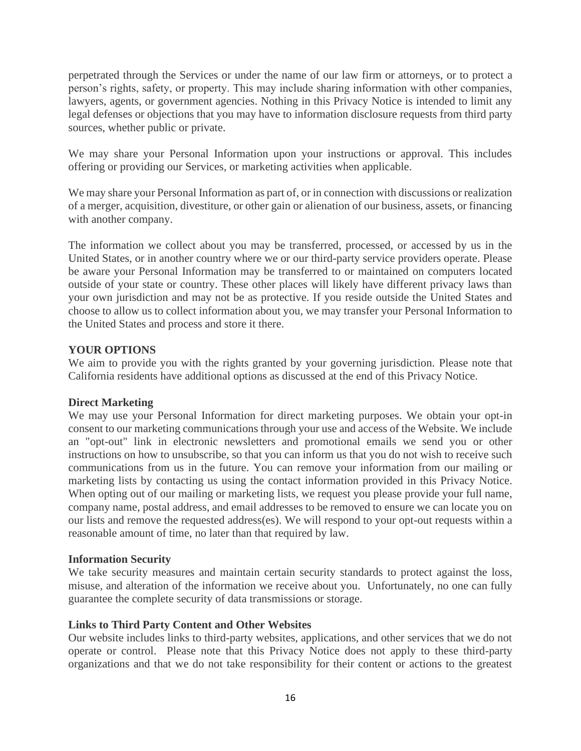perpetrated through the Services or under the name of our law firm or attorneys, or to protect a person's rights, safety, or property. This may include sharing information with other companies, lawyers, agents, or government agencies. Nothing in this Privacy Notice is intended to limit any legal defenses or objections that you may have to information disclosure requests from third party sources, whether public or private.

We may share your Personal Information upon your instructions or approval. This includes offering or providing our Services, or marketing activities when applicable.

We may share your Personal Information as part of, or in connection with discussions or realization of a merger, acquisition, divestiture, or other gain or alienation of our business, assets, or financing with another company.

The information we collect about you may be transferred, processed, or accessed by us in the United States, or in another country where we or our third-party service providers operate. Please be aware your Personal Information may be transferred to or maintained on computers located outside of your state or country. These other places will likely have different privacy laws than your own jurisdiction and may not be as protective. If you reside outside the United States and choose to allow us to collect information about you, we may transfer your Personal Information to the United States and process and store it there.

**YOUR OPTIONS**

We aim to provide you with the rights granted by your governing jurisdiction. Please note that California residents have additional options as discussed at the end of this Privacy Notice.

**Direct Marketing**

We may use your Personal Information for direct marketing purposes. We obtain your opt-in consent to our marketing communications through your use and access of the Website. We include an "opt-out" link in electronic newsletters and promotional emails we send you or other instructions on how to unsubscribe, so that you can inform us that you do not wish to receive such communications from us in the future. You can remove your information from our mailing or marketing lists by contacting us using the contact information provided in this Privacy Notice. When opting out of our mailing or marketing lists, we request you please provide your full name, company name, postal address, and email addresses to be removed to ensure we can locate you on our lists and remove the requested address(es). We will respond to your opt-out requests within a reasonable amount of time, no later than that required by law.

**Information Security**

We take security measures and maintain certain security standards to protect against the loss, misuse, and alteration of the information we receive about you. Unfortunately, no one can fully guarantee the complete security of data transmissions or storage.

**Links to Third Party Content and Other Websites**

Our website includes links to third-party websites, applications, and other services that we do not operate or control. Please note that this Privacy Notice does not apply to these third-party organizations and that we do not take responsibility for their content or actions to the greatest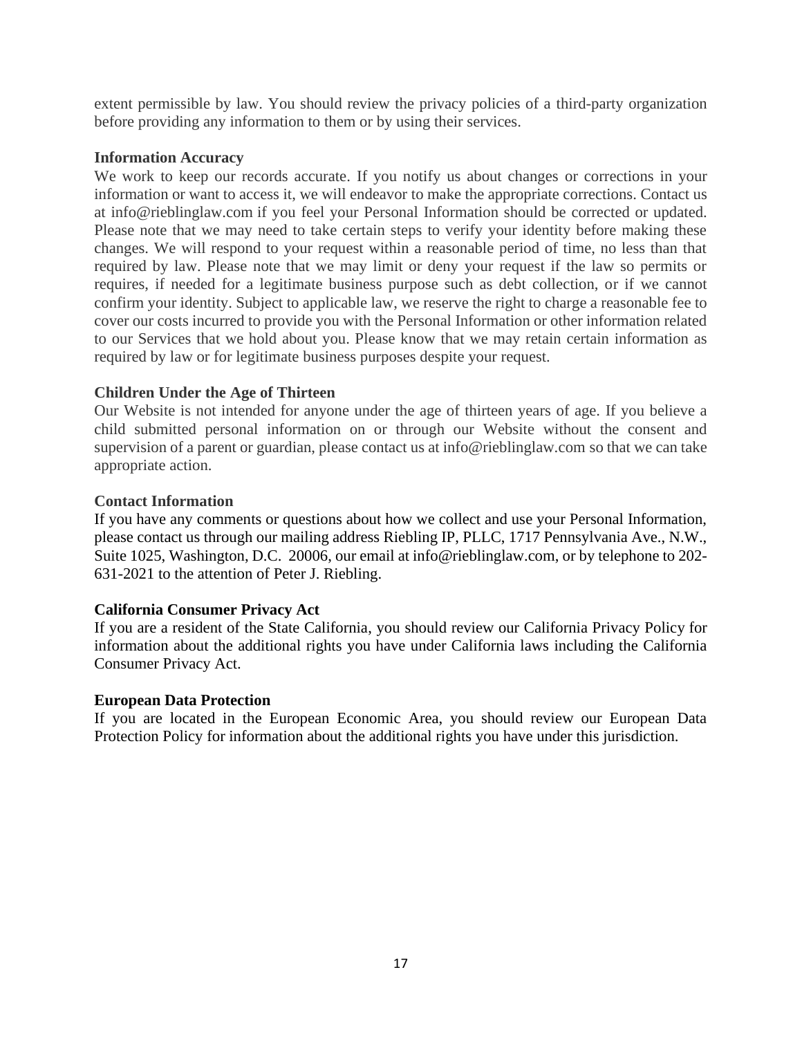extent permissible by law. You should review the privacy policies of a third-party organization before providing any information to them or by using their services.

**Information Accuracy**

We work to keep our records accurate. If you notify us about changes or corrections in your information or want to access it, we will endeavor to make the appropriate corrections. Contact us at info@rieblinglaw.com if you feel your Personal Information should be corrected or updated. Please note that we may need to take certain steps to verify your identity before making these changes. We will respond to your request within a reasonable period of time, no less than that required by law. Please note that we may limit or deny your request if the law so permits or requires, if needed for a legitimate business purpose such as debt collection, or if we cannot confirm your identity. Subject to applicable law, we reserve the right to charge a reasonable fee to cover our costs incurred to provide you with the Personal Information or other information related to our Services that we hold about you. Please know that we may retain certain information as required by law or for legitimate business purposes despite your request.

**Children Under the Age of Thirteen**

Our Website is not intended for anyone under the age of thirteen years of age. If you believe a child submitted personal information on or through our Website without the consent and supervision of a parent or guardian, please contact us at info@rieblinglaw.com so that we can take appropriate action.

**Contact Information**

If you have any comments or questions about how we collect and use your Personal Information, please contact us through our mailing address Riebling IP, PLLC, 1717 Pennsylvania Ave., N.W., Suite 1025, Washington, D.C. 20006, our email at info@rieblinglaw.com, or by telephone to 202-631-2021 to the attention of Peter J. Riebling.

**California Consumer Privacy Act**

If you are a resident of the State California, you should review our California Privacy Policy for information about the additional rights you have under California laws including the California Consumer Privacy Act.

**European Data Protection**

If you are located in the European Economic Area, you should review our European Data Protection Policy for information about the additional rights you have under this jurisdiction.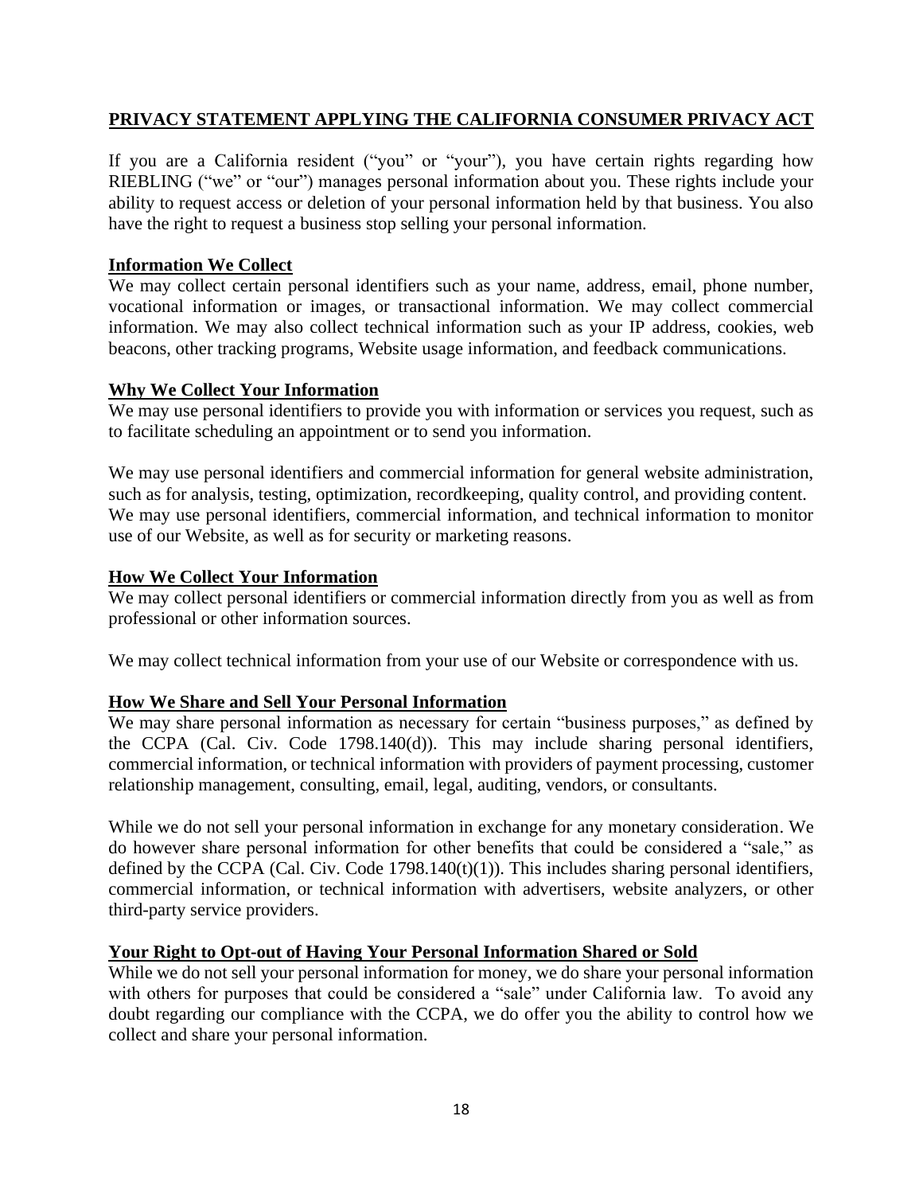## PRIVACY STATEMENT APPLYING THE CALIFORNIA CONSUMER PRIVACY ACT

If you are a California resident ("you" or "your"), you have certain rights regarding how RIEBLING ("we" or "our") manages personal information about you. These rights include your ability to request access or deletion of your personal information held by that business. You also have the right to request a business stop selling your personal information.

### Information We Collect

We may collect certain personal identifiers such as your name, address, email, phone number, vocational information or images, or transactional information. We may collect commercial information. We may also collect technical information such as your IP address, cookies, web beacons, other tracking programs, Website usage information, and feedback communications.

### Why We Collect Your Information

We may use personal identifiers to provide you with information or services you request, such as to facilitate scheduling an appointment or to send you information.

We may use personal identifiers and commercial information for general website administration, such as for analysis, testing, optimization, recordkeeping, quality control, and providing content. We may use personal identifiers, commercial information, and technical information to monitor use of our Website, as well as for security or marketing reasons.

### How We Collect Your Information

We may collect personal identifiers or commercial information directly from you as well as from professional or other information sources.

We may collect technical information from your use of our Website or correspondence with us.

### How We Share and Sell Your Personal Information

We may share personal information as necessary for certain "business purposes," as defined by the CCPA (Cal. Civ. Code 1798.140(d)). This may include sharing personal identifiers, commercial information, or technical information with providers of payment processing, customer relationship management, consulting, email, legal, auditing, vendors, or consultants.

While we do not sell your personal information in exchange for any monetary consideration. We do however share personal information for other benefits that could be considered a "sale," as defined by the CCPA (Cal. Civ. Code 1798.140(t)(1)). This includes sharing personal identifiers, commercial information, or technical information with advertisers, website analyzers, or other third-party service providers.

### Your Right to Opt-out of Having Your Personal Information Shared or Sold

While we do not sell your personal information for money, we do share your personal information with others for purposes that could be considered a "sale" under California law. To avoid any doubt regarding our compliance with the CCPA, we do offer you the ability to control how we collect and share your personal information.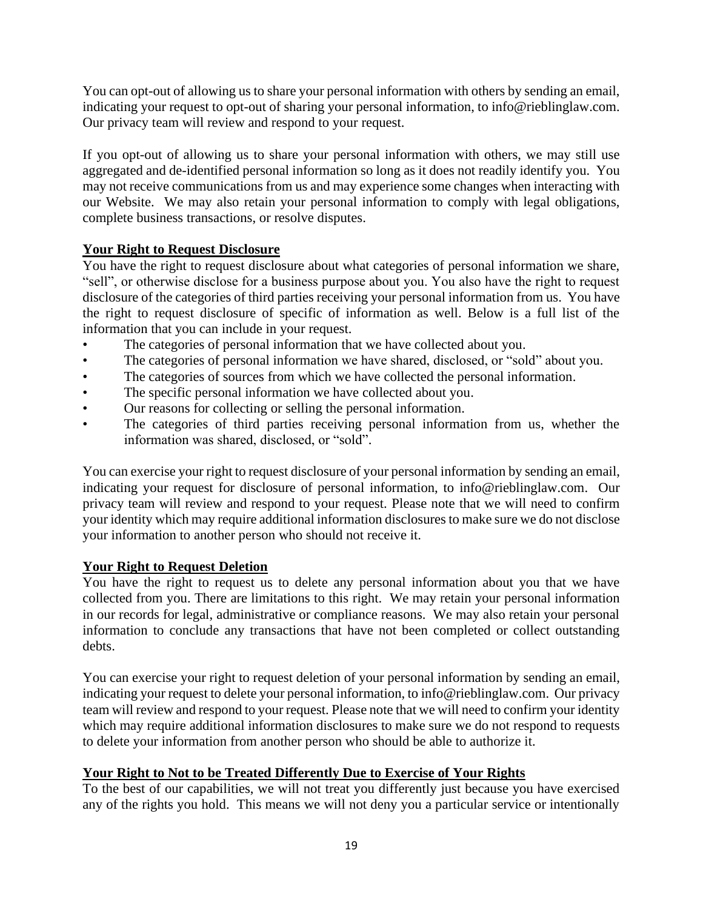You can opt-out of allowing us to share your personal information with others by sending an email, indicating your request to opt-out of sharing your personal information, to info@rieblinglaw.com. Our privacy team will review and respond to your request.

If you opt-out of allowing us to share your personal information with others, we may still use aggregated and de-identified personal information so long as it does not readily identify you. You may not receive communications from us and may experience some changes when interacting with our Website. We may also retain your personal information to comply with legal obligations, complete business transactions, or resolve disputes.

**Your Right to Request Disclosure**

You have the right to request disclosure about what categories of personal information we share, "sell", or otherwise disclose for a business purpose about you. You also have the right to request disclosure of the categories of third parties receiving your personal information from us. You have the right to request disclosure of specific of information as well. Below is a full list of the information that you can include in your request.

- The categories of personal information that we have collected about you.
- The categories of personal information we have shared, disclosed, or "sold" about you.
- The categories of sources from which we have collected the personal information.
- The specific personal information we have collected about you.
- Our reasons for collecting or selling the personal information.
- The categories of third parties receiving personal information from us, whether the information was shared, disclosed, or "sold".

You can exercise your right to request disclosure of your personal information by sending an email, indicating your request for disclosure of personal information, to info@rieblinglaw.com. Our privacy team will review and respond to your request. Please note that we will need to confirm your identity which may require additional information disclosures to make sure we do not disclose your information to another person who should not receive it.

**Your Right to Request Deletion**

You have the right to request us to delete any personal information about you that we have collected from you. There are limitations to this right. We may retain your personal information in our records for legal, administrative or compliance reasons. We may also retain your personal information to conclude any transactions that have not been completed or collect outstanding debts.

You can exercise your right to request deletion of your personal information by sending an email, indicating your request to delete your personal information, to info@rieblinglaw.com. Our privacy team will review and respond to your request. Please note that we will need to confirm your identity which may require additional information disclosures to make sure we do not respond to requests to delete your information from another person who should be able to authorize it.

**Your Right to Not to be Treated Differently Due to Exercise of Your Rights**

To the best of our capabilities, we will not treat you differently just because you have exercised any of the rights you hold. This means we will not deny you a particular service or intentionally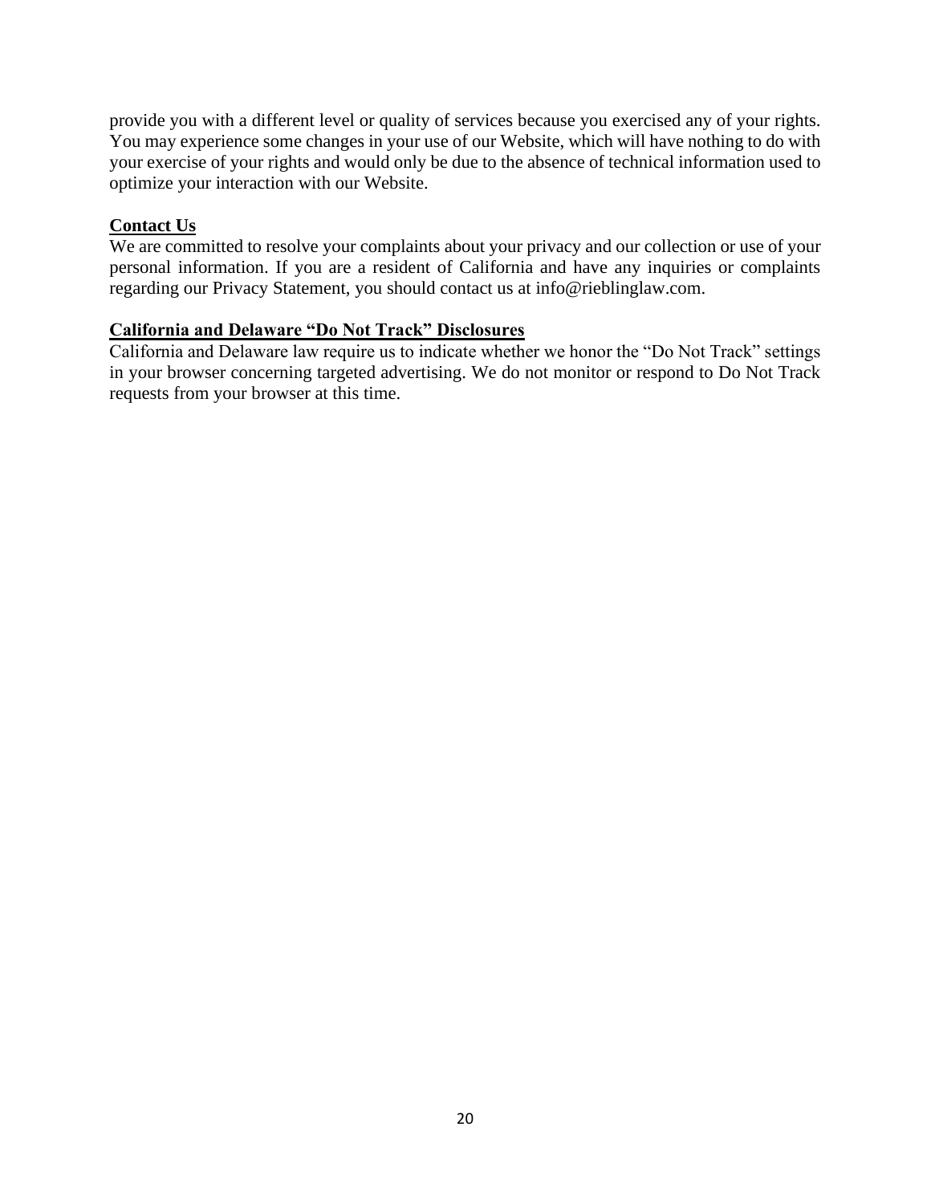provide you with a different level or quality of services because you exercised any of your rights. You may experience some changes in your use of our Website, which will have nothing to do with your exercise of your rights and would only be due to the absence of technical information used to optimize your interaction with our Website.

**Contact Us**

We are committed to resolve your complaints about your privacy and our collection or use of your personal information. If you are a resident of California and have any inquiries or complaints regarding our Privacy Statement, you should contact us at info@rieblinglaw.com.

**California and Delaware "Do Not Track" Disclosures**

California and Delaware law require us to indicate whether we honor the "Do Not Track" settings in your browser concerning targeted advertising. We do not monitor or respond to Do Not Track requests from your browser at this time.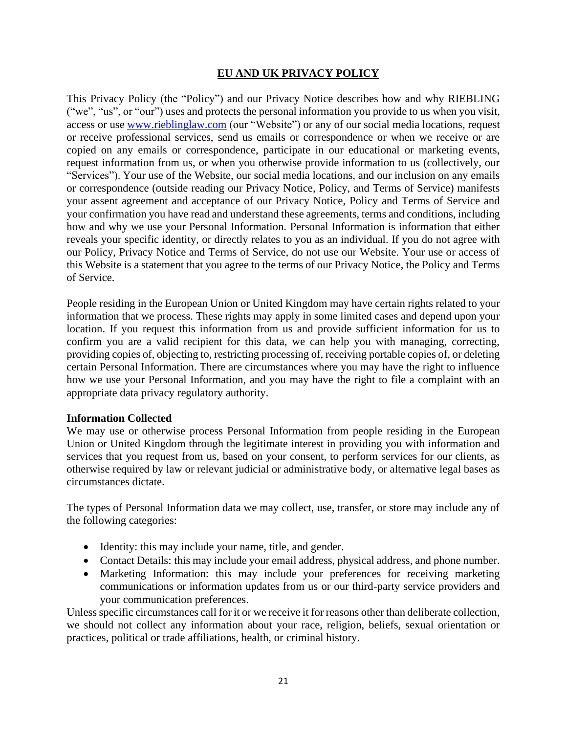## EU AND UK PRIVACY POLICY

This Privacy Policy (the "Policy") and our Privacy Notice describes how and why RIEBLING ("we", "us", or "our") uses and protects the personal information you provide to us when you visit, access or use [www.rieblinglaw.com](http://www.rieblinglaw.com) (our "Website") or any of our social media locations, request or receive professional services, send us emails or correspondence or when we receive or are copied on any emails or correspondence, participate in our educational or marketing events, request information from us, or when you otherwise provide information to us (collectively, our "Services"). Your use of the Website, our social media locations, and our inclusion on any emails or correspondence (outside reading our Privacy Notice, Policy, and Terms of Service) manifests your assent agreement and acceptance of our Privacy Notice, Policy and Terms of Service and your confirmation you have read and understand these agreements, terms and conditions, including how and why we use your Personal Information. Personal Information is information that either reveals your specific identity, or directly relates to you as an individual. If you do not agree with our Policy, Privacy Notice and Terms of Service, do not use our Website. Your use or access of this Website is a statement that you agree to the terms of our Privacy Notice, the Policy and Terms of Service.

People residing in the European Union or United Kingdom may have certain rights related to your information that we process. These rights may apply in some limited cases and depend upon your location. If you request this information from us and provide sufficient information for us to confirm you are a valid recipient for this data, we can help you with managing, correcting, providing copies of, objecting to, restricting processing of, receiving portable copies of, or deleting certain Personal Information. There are circumstances where you may have the right to influence how we use your Personal Information, and you may have the right to file a complaint with an appropriate data privacy regulatory authority.

**Information Collected**

We may use or otherwise process Personal Information from people residing in the European Union or United Kingdom through the legitimate interest in providing you with information and services that you request from us, based on your consent, to perform services for our clients, as otherwise required by law or relevant judicial or administrative body, or alternative legal bases as circumstances dictate.

The types of Personal Information data we may collect, use, transfer, or store may include any of the following categories:

- Identity: this may include your name, title, and gender.
- Contact Details: this may include your email address, physical address, and phone number.
- Marketing Information: this may include your preferences for receiving marketing communications or information updates from us or our third-party service providers and your communication preferences.

Unless specific circumstances call for it or we receive it for reasons other than deliberate collection, we should not collect any information about your race, religion, beliefs, sexual orientation or practices, political or trade affiliations, health, or criminal history.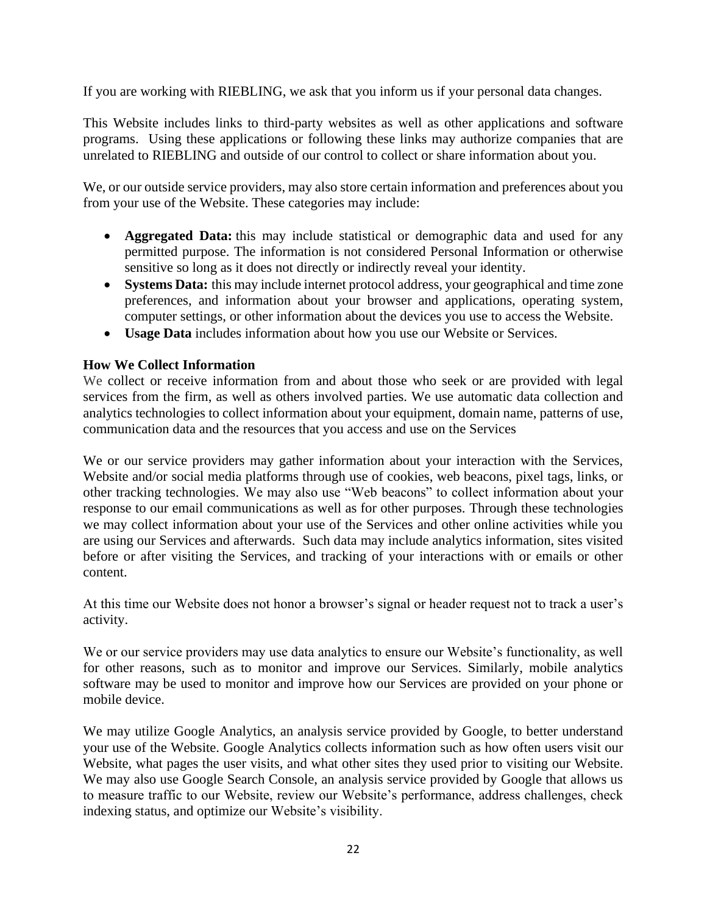If you are working with RIEBLING, we ask that you inform us if your personal data changes.

This Website includes links to third-party websites as well as other applications and software programs. Using these applications or following these links may authorize companies that are unrelated to RIEBLING and outside of our control to collect or share information about you.

We, or our outside service providers, may also store certain information and preferences about you from your use of the Website. These categories may include:

- **Aggregated Data:** this may include statistical or demographic data and used for any permitted purpose. The information is not considered Personal Information or otherwise sensitive so long as it does not directly or indirectly reveal your identity.
- **Systems Data:** this may include internet protocol address, your geographical and time zone preferences, and information about your browser and applications, operating system, computer settings, or other information about the devices you use to access the Website.
- **Usage Data** includes information about how you use our Website or Services.

**How We Collect Information**

We collect or receive information from and about those who seek or are provided with legal services from the firm, as well as others involved parties. We use automatic data collection and analytics technologies to collect information about your equipment, domain name, patterns of use, communication data and the resources that you access and use on the Services

We or our service providers may gather information about your interaction with the Services, Website and/or social media platforms through use of cookies, web beacons, pixel tags, links, or other tracking technologies. We may also use "Web beacons" to collect information about your response to our email communications as well as for other purposes. Through these technologies we may collect information about your use of the Services and other online activities while you are using our Services and afterwards. Such data may include analytics information, sites visited before or after visiting the Services, and tracking of your interactions with or emails or other content.

At this time our Website does not honor a browser's signal or header request not to track a user's activity.

We or our service providers may use data analytics to ensure our Website's functionality, as well for other reasons, such as to monitor and improve our Services. Similarly, mobile analytics software may be used to monitor and improve how our Services are provided on your phone or mobile device.

We may utilize Google Analytics, an analysis service provided by Google, to better understand your use of the Website. Google Analytics collects information such as how often users visit our Website, what pages the user visits, and what other sites they used prior to visiting our Website. We may also use Google Search Console, an analysis service provided by Google that allows us to measure traffic to our Website, review our Website's performance, address challenges, check indexing status, and optimize our Website's visibility.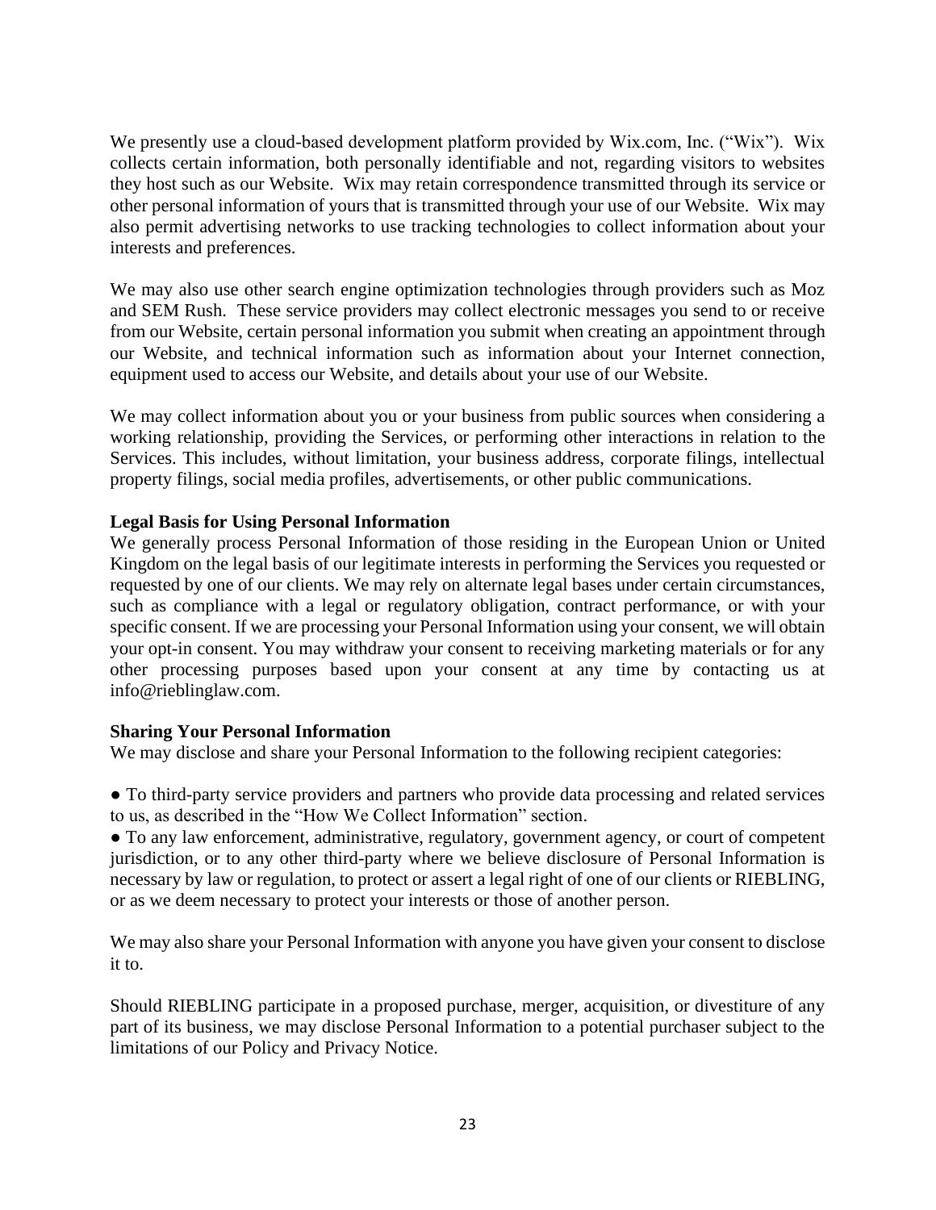We presently use a cloud-based development platform provided by Wix.com, Inc. ("Wix"). Wix collects certain information, both personally identifiable and not, regarding visitors to websites they host such as our Website. Wix may retain correspondence transmitted through its service or other personal information of yours that is transmitted through your use of our Website. Wix may also permit advertising networks to use tracking technologies to collect information about your interests and preferences.

We may also use other search engine optimization technologies through providers such as Moz and SEM Rush. These service providers may collect electronic messages you send to or receive from our Website, certain personal information you submit when creating an appointment through our Website, and technical information such as information about your Internet connection, equipment used to access our Website, and details about your use of our Website.

We may collect information about you or your business from public sources when considering a working relationship, providing the Services, or performing other interactions in relation to the Services. This includes, without limitation, your business address, corporate filings, intellectual property filings, social media profiles, advertisements, or other public communications.

**Legal Basis for Using Personal Information**

We generally process Personal Information of those residing in the European Union or United Kingdom on the legal basis of our legitimate interests in performing the Services you requested or requested by one of our clients. We may rely on alternate legal bases under certain circumstances, such as compliance with a legal or regulatory obligation, contract performance, or with your specific consent. If we are processing your Personal Information using your consent, we will obtain your opt-in consent. You may withdraw your consent to receiving marketing materials or for any other processing purposes based upon your consent at any time by contacting us at info@rieblinglaw.com.

**Sharing Your Personal Information**

We may disclose and share your Personal Information to the following recipient categories:

- To third-party service providers and partners who provide data processing and related services to us, as described in the "How We Collect Information" section.
- To any law enforcement, administrative, regulatory, government agency, or court of competent jurisdiction, or to any other third-party where we believe disclosure of Personal Information is necessary by law or regulation, to protect or assert a legal right of one of our clients or RIEBLING, or as we deem necessary to protect your interests or those of another person.

We may also share your Personal Information with anyone you have given your consent to disclose it to.

Should RIEBLING participate in a proposed purchase, merger, acquisition, or divestiture of any part of its business, we may disclose Personal Information to a potential purchaser subject to the limitations of our Policy and Privacy Notice.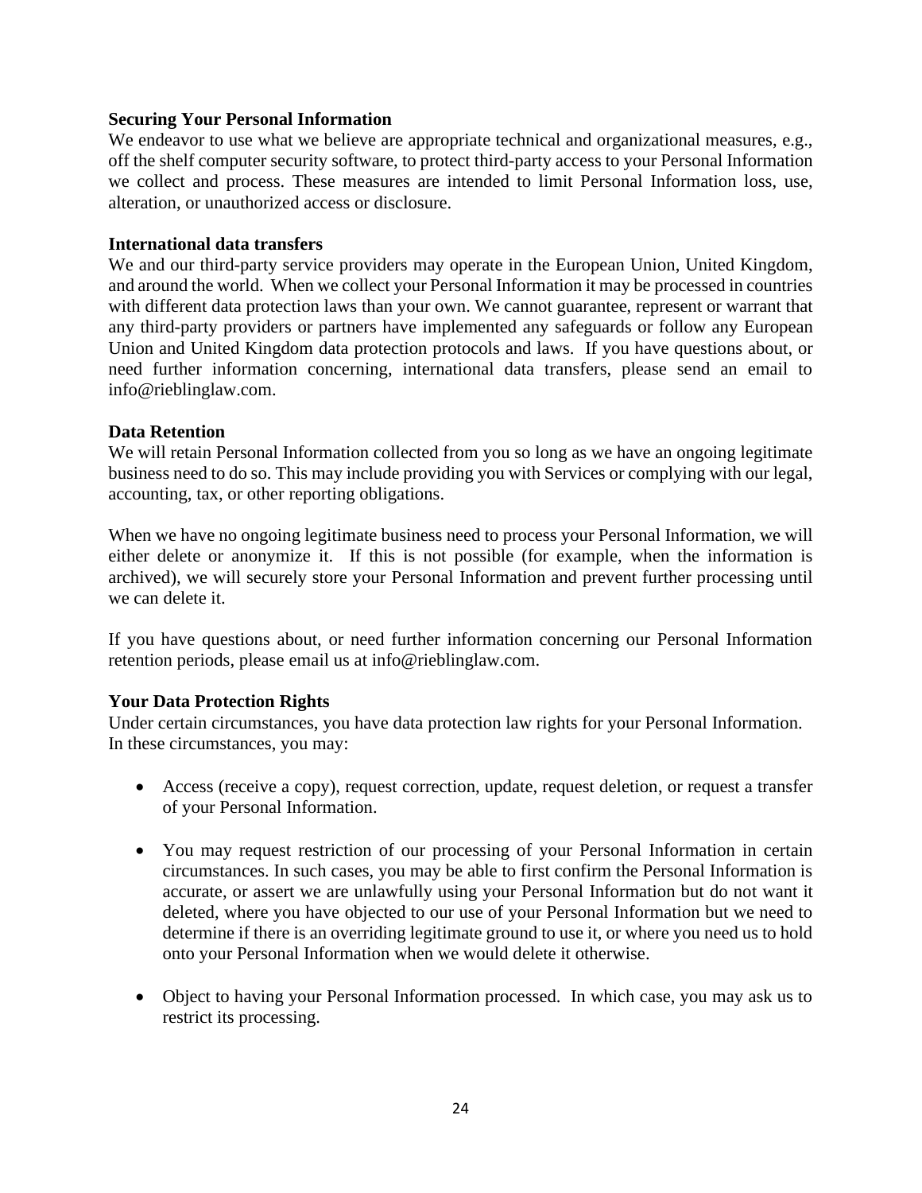**Securing Your Personal Information**

We endeavor to use what we believe are appropriate technical and organizational measures, e.g., off the shelf computer security software, to protect third-party access to your Personal Information we collect and process. These measures are intended to limit Personal Information loss, use, alteration, or unauthorized access or disclosure.

**International data transfers**

We and our third-party service providers may operate in the European Union, United Kingdom, and around the world. When we collect your Personal Information it may be processed in countries with different data protection laws than your own. We cannot guarantee, represent or warrant that any third-party providers or partners have implemented any safeguards or follow any European Union and United Kingdom data protection protocols and laws. If you have questions about, or need further information concerning, international data transfers, please send an email to info@rieblinglaw.com.

**Data Retention**

We will retain Personal Information collected from you so long as we have an ongoing legitimate business need to do so. This may include providing you with Services or complying with our legal, accounting, tax, or other reporting obligations.

When we have no ongoing legitimate business need to process your Personal Information, we will either delete or anonymize it. If this is not possible (for example, when the information is archived), we will securely store your Personal Information and prevent further processing until we can delete it.

If you have questions about, or need further information concerning our Personal Information retention periods, please email us at info@rieblinglaw.com.

**Your Data Protection Rights**

Under certain circumstances, you have data protection law rights for your Personal Information. In these circumstances, you may:

- Access (receive a copy), request correction, update, request deletion, or request a transfer of your Personal Information.
- You may request restriction of our processing of your Personal Information in certain circumstances. In such cases, you may be able to first confirm the Personal Information is accurate, or assert we are unlawfully using your Personal Information but do not want it deleted, where you have objected to our use of your Personal Information but we need to determine if there is an overriding legitimate ground to use it, or where you need us to hold onto your Personal Information when we would delete it otherwise.
- Object to having your Personal Information processed. In which case, you may ask us to restrict its processing.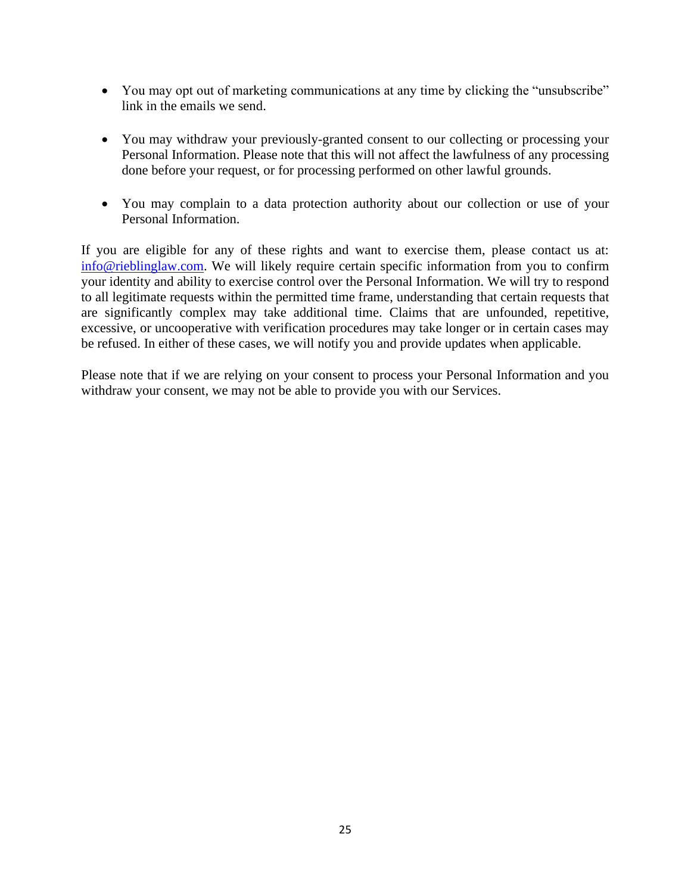- You may opt out of marketing communications at any time by clicking the "unsubscribe" link in the emails we send.

- You may withdraw your previously-granted consent to our collecting or processing your Personal Information. Please note that this will not affect the lawfulness of any processing done before your request, or for processing performed on other lawful grounds.

- You may complain to a data protection authority about our collection or use of your Personal Information.

If you are eligible for any of these rights and want to exercise them, please contact us at: info@rieblinglaw.com. We will likely require certain specific information from you to confirm your identity and ability to exercise control over the Personal Information. We will try to respond to all legitimate requests within the permitted time frame, understanding that certain requests that are significantly complex may take additional time. Claims that are unfounded, repetitive, excessive, or uncooperative with verification procedures may take longer or in certain cases may be refused. In either of these cases, we will notify you and provide updates when applicable.

Please note that if we are relying on your consent to process your Personal Information and you withdraw your consent, we may not be able to provide you with our Services.